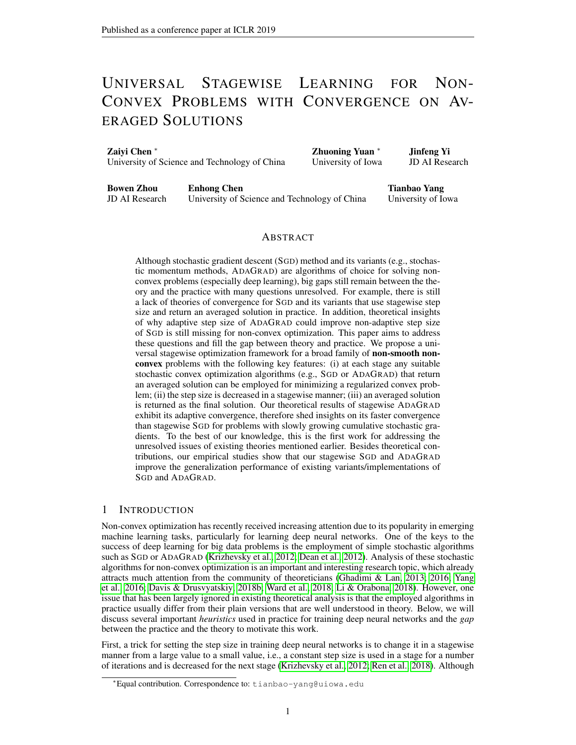# UNIVERSAL STAGEWISE LEARNING FOR NON-CONVEX PROBLEMS WITH CONVERGENCE ON AVERAGED SOLUTIONS

**Zaiyi Chen** *
University of Science and Technology of China

**Zhuoning Yuan** *
University of Iowa

**Jinfeng Yi**
JD AI Research

**Bowen Zhou**
JD AI Research

**Enhong Chen**
University of Science and Technology of China

**Tianbao Yang**
University of Iowa

## ABSTRACT

Although stochastic gradient descent (SGD) method and its variants (e.g., stochastic momentum methods, ADAGRAD) are algorithms of choice for solving non-convex problems (especially deep learning), big gaps still remain between the theory and the practice with many questions unresolved. For example, there is still a lack of theories of convergence for SGD and its variants that use stagewise step size and return an averaged solution in practice. In addition, theoretical insights of why adaptive step size of ADAGRAD could improve non-adaptive step size of SGD is still missing for non-convex optimization. This paper aims to address these questions and fill the gap between theory and practice. We propose a universal stagewise optimization framework for a broad family of **non-smooth non-convex** problems with the following key features: (i) at each stage any suitable stochastic convex optimization algorithms (e.g., SGD or ADAGRAD) that return an averaged solution can be employed for minimizing a regularized convex problem; (ii) the step size is decreased in a stagewise manner; (iii) an averaged solution is returned as the final solution. Our theoretical results of stagewise ADAGRAD exhibit its adaptive convergence, therefore shed insights on its faster convergence than stagewise SGD for problems with slowly growing cumulative stochastic gradients. To the best of our knowledge, this is the first work for addressing the unresolved issues of existing theories mentioned earlier. Besides theoretical contributions, our empirical studies show that our stagewise SGD and ADAGRAD improve the generalization performance of existing variants/implementations of SGD and ADAGRAD.

## 1 INTRODUCTION

Non-convex optimization has recently received increasing attention due to its popularity in emerging machine learning tasks, particularly for learning deep neural networks. One of the keys to the success of deep learning for big data problems is the employment of simple stochastic algorithms such as SGD or ADAGRAD (Krizhevsky et al., 2012; Dean et al., 2012). Analysis of these stochastic algorithms for non-convex optimization is an important and interesting research topic, which already attracts much attention from the community of theoreticians (Ghadimi & Lan, 2013; 2016; Yang et al., 2016; Davis & Drusvyatskiy, 2018b; Ward et al., 2018; Li & Orabona, 2018). However, one issue that has been largely ignored in existing theoretical analysis is that the employed algorithms in practice usually differ from their plain versions that are well understood in theory. Below, we will discuss several important *heuristics* used in practice for training deep neural networks and the *gap* between the practice and the theory to motivate this work.

First, a trick for setting the step size in training deep neural networks is to change it in a stagewise manner from a large value to a small value, i.e., a constant step size is used in a stage for a number of iterations and is decreased for the next stage (Krizhevsky et al., 2012; Ren et al., 2018). Although

*Equal contribution. Correspondence to: tianbao-yang@uiowa.edu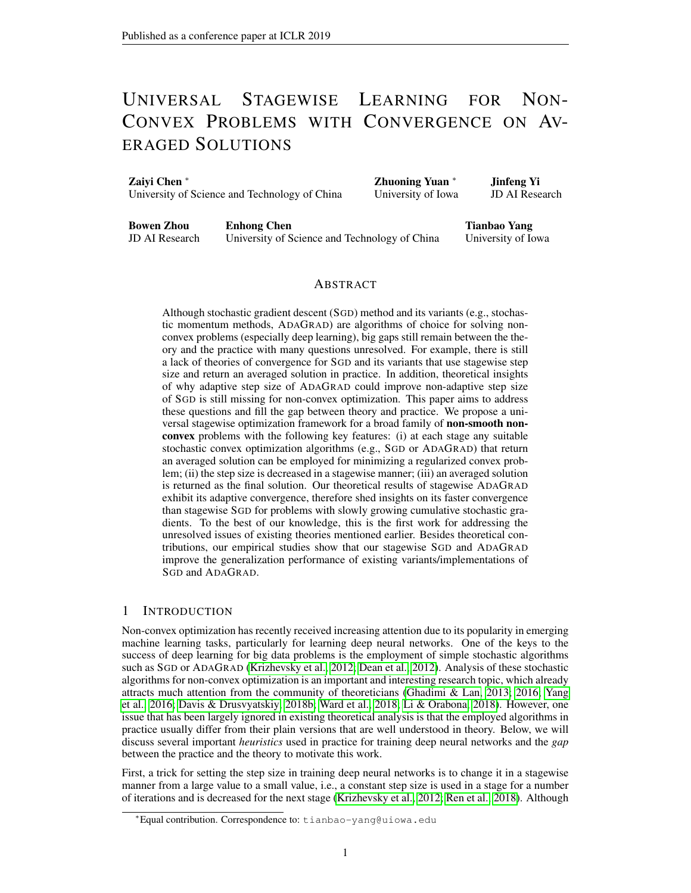# UNIVERSAL STAGEWISE LEARNING FOR NON-CONVEX PROBLEMS WITH CONVERGENCE ON AVERAGED SOLUTIONS

**Zaiyi Chen** [*]
University of Science and Technology of China

**Zhuoning Yuan** [*]
University of Iowa

**Jinfeng Yi**
JD AI Research

**Bowen Zhou**
JD AI Research

**Enhong Chen**
University of Science and Technology of China

**Tianbao Yang**
University of Iowa

## ABSTRACT

Although stochastic gradient descent (SGD) method and its variants (e.g., stochastic momentum methods, ADAGRAD) are algorithms of choice for solving non-convex problems (especially deep learning), big gaps still remain between the theory and the practice with many questions unresolved. For example, there is still a lack of theories of convergence for SGD and its variants that use stagewise step size and return an averaged solution in practice. In addition, theoretical insights of why adaptive step size of ADAGRAD could improve non-adaptive step size of SGD is still missing for non-convex optimization. This paper aims to address these questions and fill the gap between theory and practice. We propose a universal stagewise optimization framework for a broad family of **non-smooth non-convex** problems with the following key features: (i) at each stage any suitable stochastic convex optimization algorithms (e.g., SGD or ADAGRAD) that return an averaged solution can be employed for minimizing a regularized convex problem; (ii) the step size is decreased in a stagewise manner; (iii) an averaged solution is returned as the final solution. Our theoretical results of stagewise ADAGRAD exhibit its adaptive convergence, therefore shed insights on its faster convergence than stagewise SGD for problems with slowly growing cumulative stochastic gradients. To the best of our knowledge, this is the first work for addressing the unresolved issues of existing theories mentioned earlier. Besides theoretical contributions, our empirical studies show that our stagewise SGD and ADAGRAD improve the generalization performance of existing variants/implementations of SGD and ADAGRAD.

## 1 INTRODUCTION

Non-convex optimization has recently received increasing attention due to its popularity in emerging machine learning tasks, particularly for learning deep neural networks. One of the keys to the success of deep learning for big data problems is the employment of simple stochastic algorithms such as SGD or ADAGRAD (Krizhevsky et al., 2012; Dean et al., 2012). Analysis of these stochastic algorithms for non-convex optimization is an important and interesting research topic, which already attracts much attention from the community of theoreticians (Ghadimi & Lan, 2013; 2016; Yang et al., 2016; Davis & Drusvyatskiy, 2018b; Ward et al., 2018; Li & Orabona, 2018). However, one issue that has been largely ignored in existing theoretical analysis is that the employed algorithms in practice usually differ from their plain versions that are well understood in theory. Below, we will discuss several important *heuristics* used in practice for training deep neural networks and the *gap* between the practice and the theory to motivate this work.

First, a trick for setting the step size in training deep neural networks is to change it in a stagewise manner from a large value to a small value, i.e., a constant step size is used in a stage for a number of iterations and is decreased for the next stage (Krizhevsky et al., 2012; Ren et al., 2018). Although

[*]Equal contribution. Correspondence to: tianbao-yang@uiowa.edu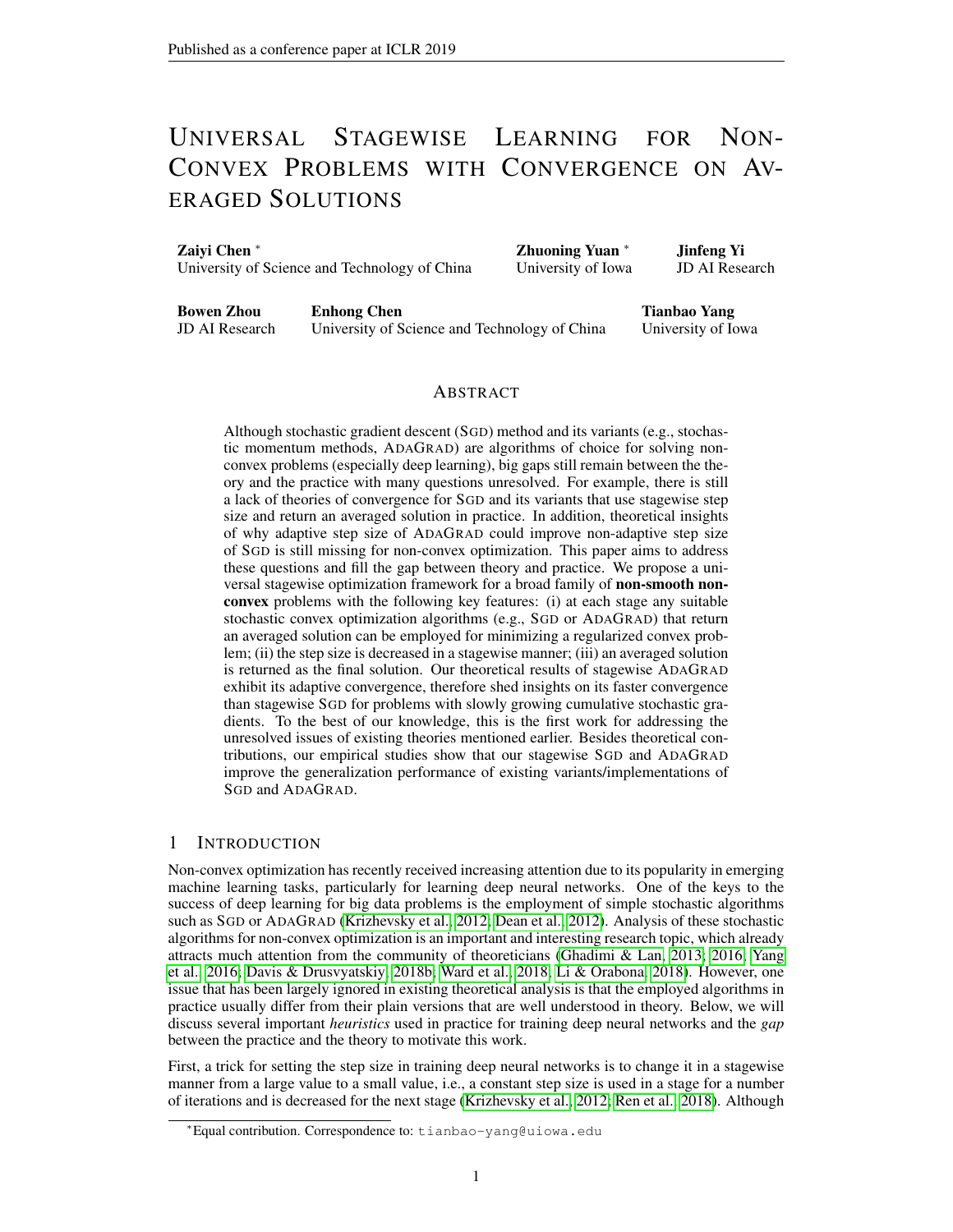# UNIVERSAL STAGEWISE LEARNING FOR NON-CONVEX PROBLEMS WITH CONVERGENCE ON AVERAGED SOLUTIONS

**Zaiyi Chen** *
University of Science and Technology of China

**Zhuoning Yuan** *
University of Iowa

**Jinfeng Yi**
JD AI Research

**Bowen Zhou**
JD AI Research

**Enhong Chen**
University of Science and Technology of China

**Tianbao Yang**
University of Iowa

## ABSTRACT

Although stochastic gradient descent (SGD) method and its variants (e.g., stochastic momentum methods, ADAGRAD) are algorithms of choice for solving non-convex problems (especially deep learning), big gaps still remain between the theory and the practice with many questions unresolved. For example, there is still a lack of theories of convergence for SGD and its variants that use stagewise step size and return an averaged solution in practice. In addition, theoretical insights of why adaptive step size of ADAGRAD could improve non-adaptive step size of SGD is still missing for non-convex optimization. This paper aims to address these questions and fill the gap between theory and practice. We propose a universal stagewise optimization framework for a broad family of **non-smooth non-convex** problems with the following key features: (i) at each stage any suitable stochastic convex optimization algorithms (e.g., SGD or ADAGRAD) that return an averaged solution can be employed for minimizing a regularized convex problem; (ii) the step size is decreased in a stagewise manner; (iii) an averaged solution is returned as the final solution. Our theoretical results of stagewise ADAGRAD exhibit its adaptive convergence, therefore shed insights on its faster convergence than stagewise SGD for problems with slowly growing cumulative stochastic gradients. To the best of our knowledge, this is the first work for addressing the unresolved issues of existing theories mentioned earlier. Besides theoretical contributions, our empirical studies show that our stagewise SGD and ADAGRAD improve the generalization performance of existing variants/implementations of SGD and ADAGRAD.

## 1 INTRODUCTION

Non-convex optimization has recently received increasing attention due to its popularity in emerging machine learning tasks, particularly for learning deep neural networks. One of the keys to the success of deep learning for big data problems is the employment of simple stochastic algorithms such as SGD or ADAGRAD (Krizhevsky et al., 2012; Dean et al., 2012). Analysis of these stochastic algorithms for non-convex optimization is an important and interesting research topic, which already attracts much attention from the community of theoreticians (Ghadimi & Lan, 2013; 2016; Yang et al., 2016; Davis & Drusvyatskiy, 2018b; Ward et al., 2018; Li & Orabona, 2018). However, one issue that has been largely ignored in existing theoretical analysis is that the employed algorithms in practice usually differ from their plain versions that are well understood in theory. Below, we will discuss several important *heuristics* used in practice for training deep neural networks and the *gap* between the practice and the theory to motivate this work.

First, a trick for setting the step size in training deep neural networks is to change it in a stagewise manner from a large value to a small value, i.e., a constant step size is used in a stage for a number of iterations and is decreased for the next stage (Krizhevsky et al., 2012; Ren et al., 2018). Although

*Equal contribution. Correspondence to: tianbao-yang@uiowa.edu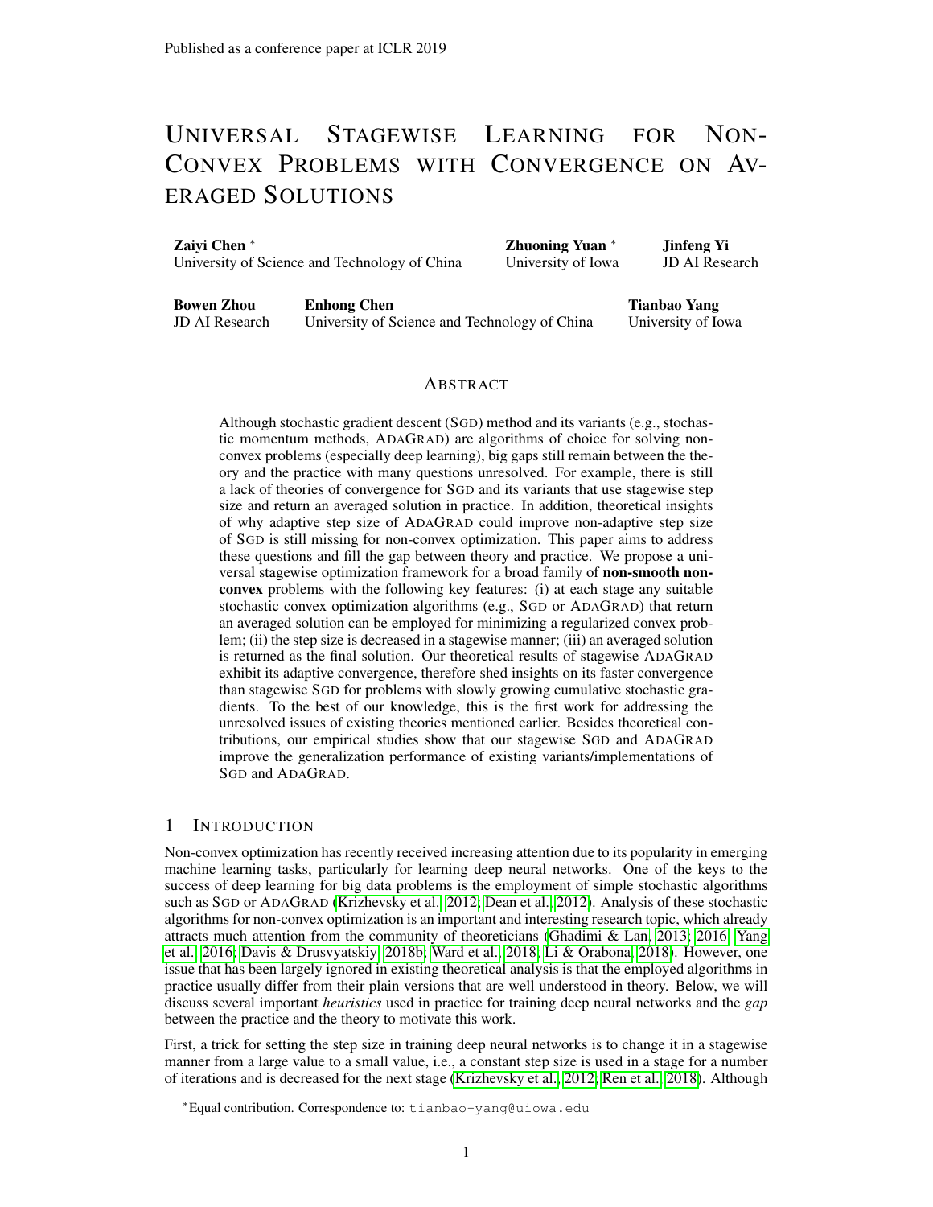# Universal Stagewise Learning for Non-Convex Problems with Convergence on Averaged Solutions

**Zaiyi Chen** *
University of Science and Technology of China

**Zhuoning Yuan** *
University of Iowa

**Jinfeng Yi**
JD AI Research

**Bowen Zhou**
JD AI Research

**Enhong Chen**
University of Science and Technology of China

**Tianbao Yang**
University of Iowa

## Abstract

Although stochastic gradient descent (SGD) method and its variants (e.g., stochastic momentum methods, ADAGRAD) are algorithms of choice for solving non-convex problems (especially deep learning), big gaps still remain between the theory and the practice with many questions unresolved. For example, there is still a lack of theories of convergence for SGD and its variants that use stagewise step size and return an averaged solution in practice. In addition, theoretical insights of why adaptive step size of ADAGRAD could improve non-adaptive step size of SGD is still missing for non-convex optimization. This paper aims to address these questions and fill the gap between theory and practice. We propose a universal stagewise optimization framework for a broad family of **non-smooth non-convex** problems with the following key features: (i) at each stage any suitable stochastic convex optimization algorithms (e.g., SGD or ADAGRAD) that return an averaged solution can be employed for minimizing a regularized convex problem; (ii) the step size is decreased in a stagewise manner; (iii) an averaged solution is returned as the final solution. Our theoretical results of stagewise ADAGRAD exhibit its adaptive convergence, therefore shed insights on its faster convergence than stagewise SGD for problems with slowly growing cumulative stochastic gradients. To the best of our knowledge, this is the first work for addressing the unresolved issues of existing theories mentioned earlier. Besides theoretical contributions, our empirical studies show that our stagewise SGD and ADAGRAD improve the generalization performance of existing variants/implementations of SGD and ADAGRAD.

## 1 Introduction

Non-convex optimization has recently received increasing attention due to its popularity in emerging machine learning tasks, particularly for learning deep neural networks. One of the keys to the success of deep learning for big data problems is the employment of simple stochastic algorithms such as SGD or ADAGRAD (Krizhevsky et al., 2012; Dean et al., 2012). Analysis of these stochastic algorithms for non-convex optimization is an important and interesting research topic, which already attracts much attention from the community of theoreticians (Ghadimi & Lan, 2013; 2016; Yang et al., 2016; Davis & Drusvyatskiy, 2018b; Ward et al., 2018; Li & Orabona, 2018). However, one issue that has been largely ignored in existing theoretical analysis is that the employed algorithms in practice usually differ from their plain versions that are well understood in theory. Below, we will discuss several important *heuristics* used in practice for training deep neural networks and the *gap* between the practice and the theory to motivate this work.

First, a trick for setting the step size in training deep neural networks is to change it in a stagewise manner from a large value to a small value, i.e., a constant step size is used in a stage for a number of iterations and is decreased for the next stage (Krizhevsky et al., 2012; Ren et al., 2018). Although

*Equal contribution. Correspondence to: tianbao-yang@uiowa.edu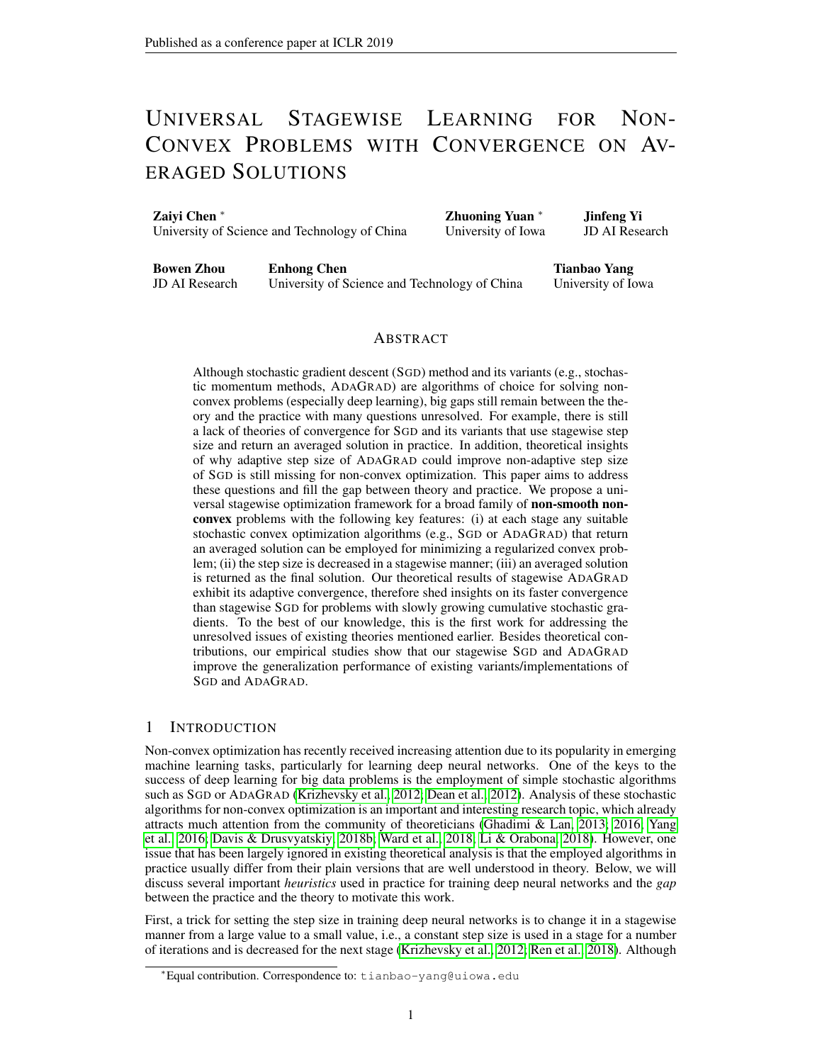# Universal Stagewise Learning for Non-Convex Problems with Convergence on Averaged Solutions

**Zaiyi Chen** [*]
University of Science and Technology of China

**Zhuoning Yuan** [*]
University of Iowa

**Jinfeng Yi**
JD AI Research

**Bowen Zhou**
JD AI Research

**Enhong Chen**
University of Science and Technology of China

**Tianbao Yang**
University of Iowa

## Abstract

Although stochastic gradient descent (SGD) method and its variants (e.g., stochastic momentum methods, ADAGRAD) are algorithms of choice for solving non-convex problems (especially deep learning), big gaps still remain between the theory and the practice with many questions unresolved. For example, there is still a lack of theories of convergence for SGD and its variants that use stagewise step size and return an averaged solution in practice. In addition, theoretical insights of why adaptive step size of ADAGRAD could improve non-adaptive step size of SGD is still missing for non-convex optimization. This paper aims to address these questions and fill the gap between theory and practice. We propose a universal stagewise optimization framework for a broad family of **non-smooth non-convex** problems with the following key features: (i) at each stage any suitable stochastic convex optimization algorithms (e.g., SGD or ADAGRAD) that return an averaged solution can be employed for minimizing a regularized convex problem; (ii) the step size is decreased in a stagewise manner; (iii) an averaged solution is returned as the final solution. Our theoretical results of stagewise ADAGRAD exhibit its adaptive convergence, therefore shed insights on its faster convergence than stagewise SGD for problems with slowly growing cumulative stochastic gradients. To the best of our knowledge, this is the first work for addressing the unresolved issues of existing theories mentioned earlier. Besides theoretical contributions, our empirical studies show that our stagewise SGD and ADAGRAD improve the generalization performance of existing variants/implementations of SGD and ADAGRAD.

## 1 Introduction

Non-convex optimization has recently received increasing attention due to its popularity in emerging machine learning tasks, particularly for learning deep neural networks. One of the keys to the success of deep learning for big data problems is the employment of simple stochastic algorithms such as SGD or ADAGRAD (Krizhevsky et al., 2012; Dean et al., 2012). Analysis of these stochastic algorithms for non-convex optimization is an important and interesting research topic, which already attracts much attention from the community of theoreticians (Ghadimi & Lan, 2013; 2016; Yang et al., 2016; Davis & Drusvyatskiy, 2018b; Ward et al., 2018; Li & Orabona, 2018). However, one issue that has been largely ignored in existing theoretical analysis is that the employed algorithms in practice usually differ from their plain versions that are well understood in theory. Below, we will discuss several important *heuristics* used in practice for training deep neural networks and the *gap* between the practice and the theory to motivate this work.

First, a trick for setting the step size in training deep neural networks is to change it in a stagewise manner from a large value to a small value, i.e., a constant step size is used in a stage for a number of iterations and is decreased for the next stage (Krizhevsky et al., 2012; Ren et al., 2018). Although

[*]Equal contribution. Correspondence to: tianbao-yang@uiowa.edu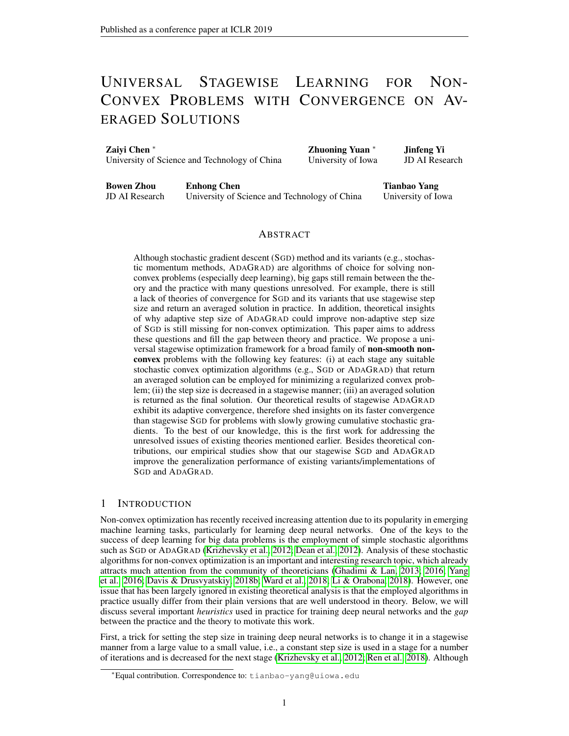# Universal Stagewise Learning for Non-Convex Problems with Convergence on Averaged Solutions

**Zaiyi Chen** *
University of Science and Technology of China

**Zhuoning Yuan** *
University of Iowa

**Jinfeng Yi**
JD AI Research

**Bowen Zhou**
JD AI Research

**Enhong Chen**
University of Science and Technology of China

**Tianbao Yang**
University of Iowa

## Abstract

Although stochastic gradient descent (SGD) method and its variants (e.g., stochastic momentum methods, ADAGRAD) are algorithms of choice for solving non-convex problems (especially deep learning), big gaps still remain between the theory and the practice with many questions unresolved. For example, there is still a lack of theories of convergence for SGD and its variants that use stagewise step size and return an averaged solution in practice. In addition, theoretical insights of why adaptive step size of ADAGRAD could improve non-adaptive step size of SGD is still missing for non-convex optimization. This paper aims to address these questions and fill the gap between theory and practice. We propose a universal stagewise optimization framework for a broad family of **non-smooth non-convex** problems with the following key features: (i) at each stage any suitable stochastic convex optimization algorithms (e.g., SGD or ADAGRAD) that return an averaged solution can be employed for minimizing a regularized convex problem; (ii) the step size is decreased in a stagewise manner; (iii) an averaged solution is returned as the final solution. Our theoretical results of stagewise ADAGRAD exhibit its adaptive convergence, therefore shed insights on its faster convergence than stagewise SGD for problems with slowly growing cumulative stochastic gradients. To the best of our knowledge, this is the first work for addressing the unresolved issues of existing theories mentioned earlier. Besides theoretical contributions, our empirical studies show that our stagewise SGD and ADAGRAD improve the generalization performance of existing variants/implementations of SGD and ADAGRAD.

## 1 Introduction

Non-convex optimization has recently received increasing attention due to its popularity in emerging machine learning tasks, particularly for learning deep neural networks. One of the keys to the success of deep learning for big data problems is the employment of simple stochastic algorithms such as SGD or ADAGRAD (Krizhevsky et al., 2012; Dean et al., 2012). Analysis of these stochastic algorithms for non-convex optimization is an important and interesting research topic, which already attracts much attention from the community of theoreticians (Ghadimi & Lan, 2013; 2016; Yang et al., 2016; Davis & Drusvyatskiy, 2018b; Ward et al., 2018; Li & Orabona, 2018). However, one issue that has been largely ignored in existing theoretical analysis is that the employed algorithms in practice usually differ from their plain versions that are well understood in theory. Below, we will discuss several important *heuristics* used in practice for training deep neural networks and the *gap* between the practice and the theory to motivate this work.

First, a trick for setting the step size in training deep neural networks is to change it in a stagewise manner from a large value to a small value, i.e., a constant step size is used in a stage for a number of iterations and is decreased for the next stage (Krizhevsky et al., 2012; Ren et al., 2018). Although

*Equal contribution. Correspondence to: tianbao-yang@uiowa.edu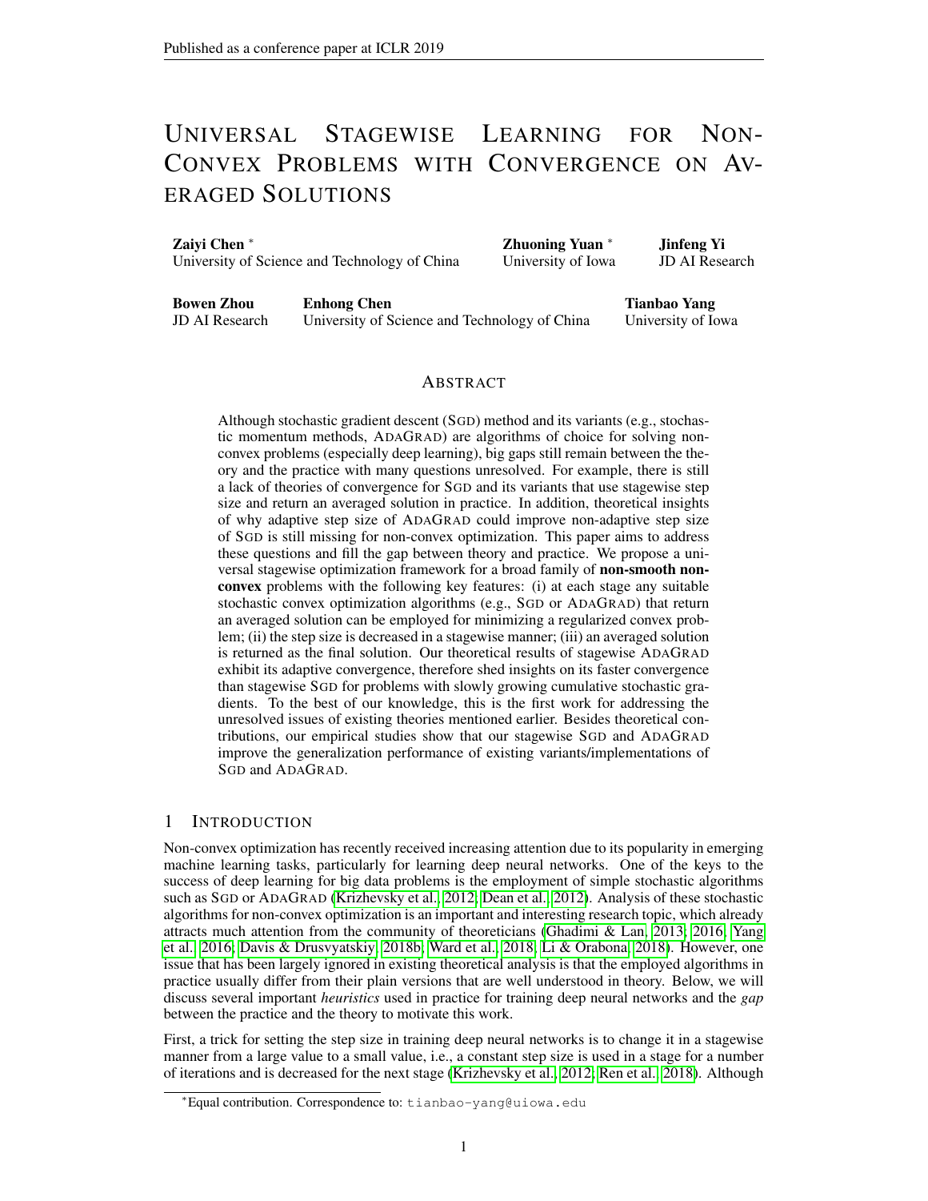# Universal Stagewise Learning for Non-Convex Problems with Convergence on Averaged Solutions

**Zaiyi Chen** *
University of Science and Technology of China

**Zhuoning Yuan** *
University of Iowa

**Jinfeng Yi**
JD AI Research

**Bowen Zhou**
JD AI Research

**Enhong Chen**
University of Science and Technology of China

**Tianbao Yang**
University of Iowa

## Abstract

Although stochastic gradient descent (SGD) method and its variants (e.g., stochastic momentum methods, ADAGRAD) are algorithms of choice for solving non-convex problems (especially deep learning), big gaps still remain between the theory and the practice with many questions unresolved. For example, there is still a lack of theories of convergence for SGD and its variants that use stagewise step size and return an averaged solution in practice. In addition, theoretical insights of why adaptive step size of ADAGRAD could improve non-adaptive step size of SGD is still missing for non-convex optimization. This paper aims to address these questions and fill the gap between theory and practice. We propose a universal stagewise optimization framework for a broad family of **non-smooth non-convex** problems with the following key features: (i) at each stage any suitable stochastic convex optimization algorithms (e.g., SGD or ADAGRAD) that return an averaged solution can be employed for minimizing a regularized convex problem; (ii) the step size is decreased in a stagewise manner; (iii) an averaged solution is returned as the final solution. Our theoretical results of stagewise ADAGRAD exhibit its adaptive convergence, therefore shed insights on its faster convergence than stagewise SGD for problems with slowly growing cumulative stochastic gradients. To the best of our knowledge, this is the first work for addressing the unresolved issues of existing theories mentioned earlier. Besides theoretical contributions, our empirical studies show that our stagewise SGD and ADAGRAD improve the generalization performance of existing variants/implementations of SGD and ADAGRAD.

## 1 Introduction

Non-convex optimization has recently received increasing attention due to its popularity in emerging machine learning tasks, particularly for learning deep neural networks. One of the keys to the success of deep learning for big data problems is the employment of simple stochastic algorithms such as SGD or ADAGRAD (Krizhevsky et al., 2012; Dean et al., 2012). Analysis of these stochastic algorithms for non-convex optimization is an important and interesting research topic, which already attracts much attention from the community of theoreticians (Ghadimi & Lan, 2013; 2016; Yang et al., 2016; Davis & Drusvyatskiy, 2018b; Ward et al., 2018; Li & Orabona, 2018). However, one issue that has been largely ignored in existing theoretical analysis is that the employed algorithms in practice usually differ from their plain versions that are well understood in theory. Below, we will discuss several important *heuristics* used in practice for training deep neural networks and the *gap* between the practice and the theory to motivate this work.

First, a trick for setting the step size in training deep neural networks is to change it in a stagewise manner from a large value to a small value, i.e., a constant step size is used in a stage for a number of iterations and is decreased for the next stage (Krizhevsky et al., 2012; Ren et al., 2018). Although

*Equal contribution. Correspondence to: tianbao-yang@uiowa.edu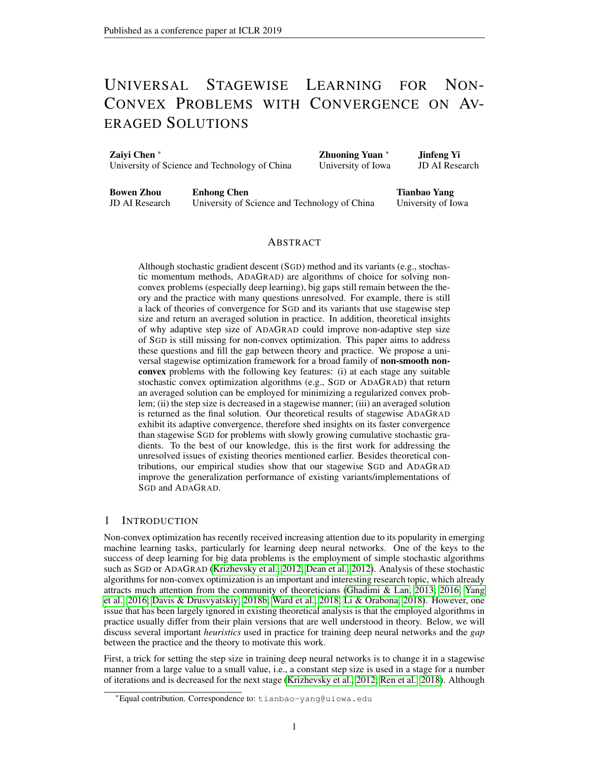# Universal Stagewise Learning for Non-Convex Problems with Convergence on Averaged Solutions

**Zaiyi Chen** *
University of Science and Technology of China

**Zhuoning Yuan** *
University of Iowa

**Jinfeng Yi**
JD AI Research

**Bowen Zhou**
JD AI Research

**Enhong Chen**
University of Science and Technology of China

**Tianbao Yang**
University of Iowa

## Abstract

Although stochastic gradient descent (SGD) method and its variants (e.g., stochastic momentum methods, ADAGRAD) are algorithms of choice for solving non-convex problems (especially deep learning), big gaps still remain between the theory and the practice with many questions unresolved. For example, there is still a lack of theories of convergence for SGD and its variants that use stagewise step size and return an averaged solution in practice. In addition, theoretical insights of why adaptive step size of ADAGRAD could improve non-adaptive step size of SGD is still missing for non-convex optimization. This paper aims to address these questions and fill the gap between theory and practice. We propose a universal stagewise optimization framework for a broad family of **non-smooth non-convex** problems with the following key features: (i) at each stage any suitable stochastic convex optimization algorithms (e.g., SGD or ADAGRAD) that return an averaged solution can be employed for minimizing a regularized convex problem; (ii) the step size is decreased in a stagewise manner; (iii) an averaged solution is returned as the final solution. Our theoretical results of stagewise ADAGRAD exhibit its adaptive convergence, therefore shed insights on its faster convergence than stagewise SGD for problems with slowly growing cumulative stochastic gradients. To the best of our knowledge, this is the first work for addressing the unresolved issues of existing theories mentioned earlier. Besides theoretical contributions, our empirical studies show that our stagewise SGD and ADAGRAD improve the generalization performance of existing variants/implementations of SGD and ADAGRAD.

## 1 Introduction

Non-convex optimization has recently received increasing attention due to its popularity in emerging machine learning tasks, particularly for learning deep neural networks. One of the keys to the success of deep learning for big data problems is the employment of simple stochastic algorithms such as SGD or ADAGRAD (Krizhevsky et al., 2012; Dean et al., 2012). Analysis of these stochastic algorithms for non-convex optimization is an important and interesting research topic, which already attracts much attention from the community of theoreticians (Ghadimi & Lan, 2013; 2016; Yang et al., 2016; Davis & Drusvyatskiy, 2018b; Ward et al., 2018; Li & Orabona, 2018). However, one issue that has been largely ignored in existing theoretical analysis is that the employed algorithms in practice usually differ from their plain versions that are well understood in theory. Below, we will discuss several important *heuristics* used in practice for training deep neural networks and the *gap* between the practice and the theory to motivate this work.

First, a trick for setting the step size in training deep neural networks is to change it in a stagewise manner from a large value to a small value, i.e., a constant step size is used in a stage for a number of iterations and is decreased for the next stage (Krizhevsky et al., 2012; Ren et al., 2018). Although

*Equal contribution. Correspondence to: tianbao-yang@uiowa.edu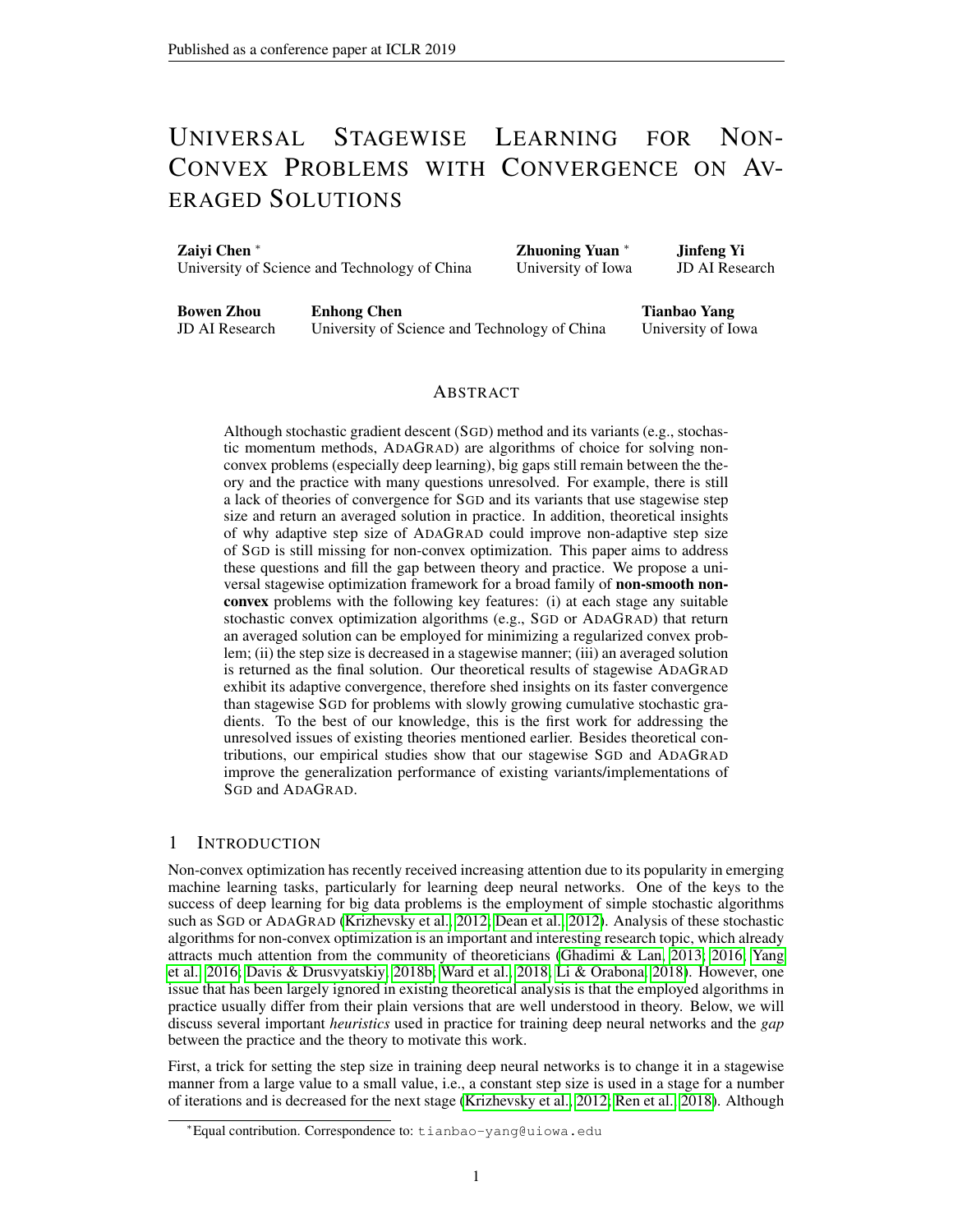# UNIVERSAL STAGEWISE LEARNING FOR NON-CONVEX PROBLEMS WITH CONVERGENCE ON AVERAGED SOLUTIONS

**Zaiyi Chen** [*]
University of Science and Technology of China

**Zhuoning Yuan** [*]
University of Iowa

**Jinfeng Yi**
JD AI Research

**Bowen Zhou**
JD AI Research

**Enhong Chen**
University of Science and Technology of China

**Tianbao Yang**
University of Iowa

## ABSTRACT

Although stochastic gradient descent (SGD) method and its variants (e.g., stochastic momentum methods, ADAGRAD) are algorithms of choice for solving non-convex problems (especially deep learning), big gaps still remain between the theory and the practice with many questions unresolved. For example, there is still a lack of theories of convergence for SGD and its variants that use stagewise step size and return an averaged solution in practice. In addition, theoretical insights of why adaptive step size of ADAGRAD could improve non-adaptive step size of SGD is still missing for non-convex optimization. This paper aims to address these questions and fill the gap between theory and practice. We propose a universal stagewise optimization framework for a broad family of **non-smooth non-convex** problems with the following key features: (i) at each stage any suitable stochastic convex optimization algorithms (e.g., SGD or ADAGRAD) that return an averaged solution can be employed for minimizing a regularized convex problem; (ii) the step size is decreased in a stagewise manner; (iii) an averaged solution is returned as the final solution. Our theoretical results of stagewise ADAGRAD exhibit its adaptive convergence, therefore shed insights on its faster convergence than stagewise SGD for problems with slowly growing cumulative stochastic gradients. To the best of our knowledge, this is the first work for addressing the unresolved issues of existing theories mentioned earlier. Besides theoretical contributions, our empirical studies show that our stagewise SGD and ADAGRAD improve the generalization performance of existing variants/implementations of SGD and ADAGRAD.

## 1 INTRODUCTION

Non-convex optimization has recently received increasing attention due to its popularity in emerging machine learning tasks, particularly for learning deep neural networks. One of the keys to the success of deep learning for big data problems is the employment of simple stochastic algorithms such as SGD or ADAGRAD (Krizhevsky et al., 2012; Dean et al., 2012). Analysis of these stochastic algorithms for non-convex optimization is an important and interesting research topic, which already attracts much attention from the community of theoreticians (Ghadimi & Lan, 2013; 2016; Yang et al., 2016; Davis & Drusvyatskiy, 2018b; Ward et al., 2018; Li & Orabona, 2018). However, one issue that has been largely ignored in existing theoretical analysis is that the employed algorithms in practice usually differ from their plain versions that are well understood in theory. Below, we will discuss several important *heuristics* used in practice for training deep neural networks and the *gap* between the practice and the theory to motivate this work.

First, a trick for setting the step size in training deep neural networks is to change it in a stagewise manner from a large value to a small value, i.e., a constant step size is used in a stage for a number of iterations and is decreased for the next stage (Krizhevsky et al., 2012; Ren et al., 2018). Although

[*]Equal contribution. Correspondence to: tianbao-yang@uiowa.edu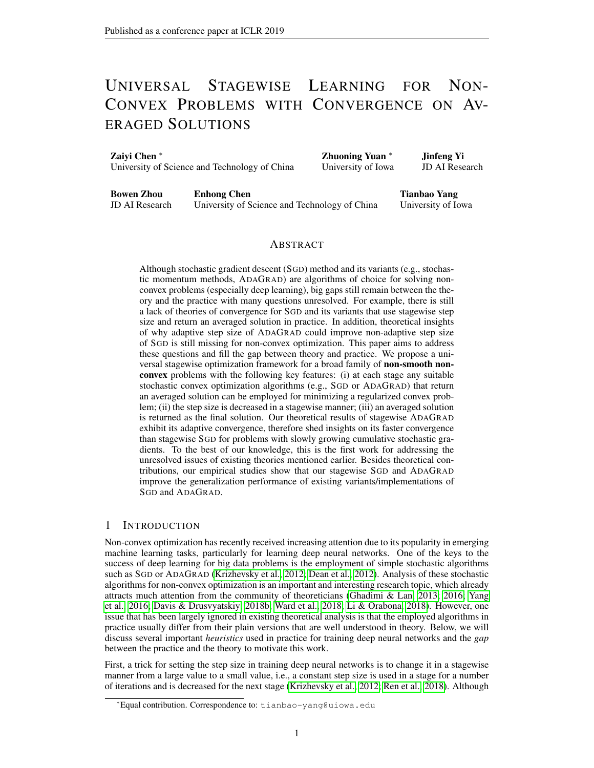# Universal Stagewise Learning for Non-Convex Problems with Convergence on Averaged Solutions

**Zaiyi Chen** *
University of Science and Technology of China

**Zhuoning Yuan** *
University of Iowa

**Jinfeng Yi**
JD AI Research

**Bowen Zhou**
JD AI Research

**Enhong Chen**
University of Science and Technology of China

**Tianbao Yang**
University of Iowa

## Abstract

Although stochastic gradient descent (SGD) method and its variants (e.g., stochastic momentum methods, ADAGRAD) are algorithms of choice for solving non-convex problems (especially deep learning), big gaps still remain between the theory and the practice with many questions unresolved. For example, there is still a lack of theories of convergence for SGD and its variants that use stagewise step size and return an averaged solution in practice. In addition, theoretical insights of why adaptive step size of ADAGRAD could improve non-adaptive step size of SGD is still missing for non-convex optimization. This paper aims to address these questions and fill the gap between theory and practice. We propose a universal stagewise optimization framework for a broad family of **non-smooth non-convex** problems with the following key features: (i) at each stage any suitable stochastic convex optimization algorithms (e.g., SGD or ADAGRAD) that return an averaged solution can be employed for minimizing a regularized convex problem; (ii) the step size is decreased in a stagewise manner; (iii) an averaged solution is returned as the final solution. Our theoretical results of stagewise ADAGRAD exhibit its adaptive convergence, therefore shed insights on its faster convergence than stagewise SGD for problems with slowly growing cumulative stochastic gradients. To the best of our knowledge, this is the first work for addressing the unresolved issues of existing theories mentioned earlier. Besides theoretical contributions, our empirical studies show that our stagewise SGD and ADAGRAD improve the generalization performance of existing variants/implementations of SGD and ADAGRAD.

## 1 Introduction

Non-convex optimization has recently received increasing attention due to its popularity in emerging machine learning tasks, particularly for learning deep neural networks. One of the keys to the success of deep learning for big data problems is the employment of simple stochastic algorithms such as SGD or ADAGRAD (Krizhevsky et al., 2012; Dean et al., 2012). Analysis of these stochastic algorithms for non-convex optimization is an important and interesting research topic, which already attracts much attention from the community of theoreticians (Ghadimi & Lan, 2013; 2016; Yang et al., 2016; Davis & Drusvyatskiy, 2018b; Ward et al., 2018; Li & Orabona, 2018). However, one issue that has been largely ignored in existing theoretical analysis is that the employed algorithms in practice usually differ from their plain versions that are well understood in theory. Below, we will discuss several important *heuristics* used in practice for training deep neural networks and the *gap* between the practice and the theory to motivate this work.

First, a trick for setting the step size in training deep neural networks is to change it in a stagewise manner from a large value to a small value, i.e., a constant step size is used in a stage for a number of iterations and is decreased for the next stage (Krizhevsky et al., 2012; Ren et al., 2018). Although

*Equal contribution. Correspondence to: tianbao-yang@uiowa.edu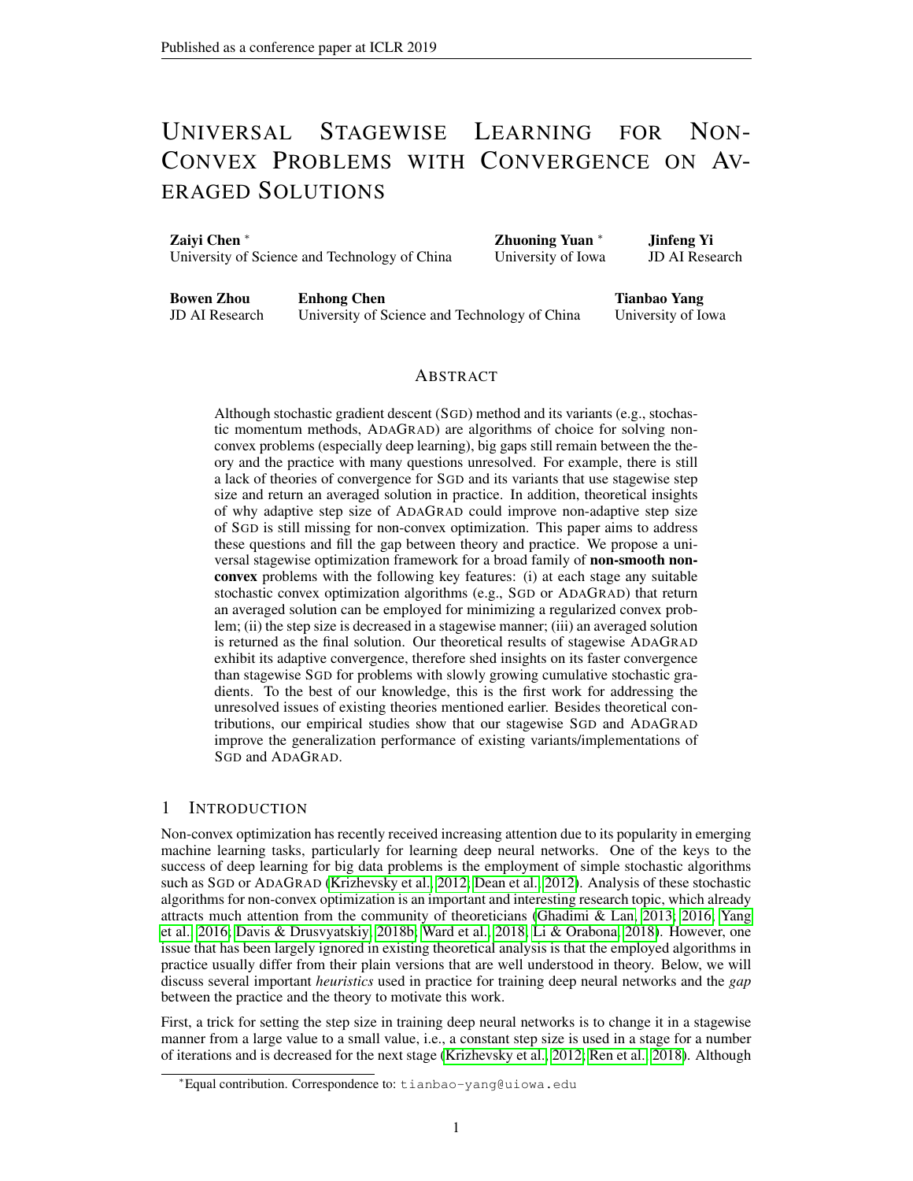# Universal Stagewise Learning for Non-Convex Problems with Convergence on Averaged Solutions

**Zaiyi Chen** * 
University of Science and Technology of China

**Zhuoning Yuan** * 
University of Iowa

**Jinfeng Yi** 
JD AI Research

**Bowen Zhou** 
JD AI Research

**Enhong Chen** 
University of Science and Technology of China

**Tianbao Yang** 
University of Iowa

## Abstract

Although stochastic gradient descent (SGD) method and its variants (e.g., stochastic momentum methods, ADAGRAD) are algorithms of choice for solving non-convex problems (especially deep learning), big gaps still remain between the theory and the practice with many questions unresolved. For example, there is still a lack of theories of convergence for SGD and its variants that use stagewise step size and return an averaged solution in practice. In addition, theoretical insights of why adaptive step size of ADAGRAD could improve non-adaptive step size of SGD is still missing for non-convex optimization. This paper aims to address these questions and fill the gap between theory and practice. We propose a universal stagewise optimization framework for a broad family of **non-smooth non-convex** problems with the following key features: (i) at each stage any suitable stochastic convex optimization algorithms (e.g., SGD or ADAGRAD) that return an averaged solution can be employed for minimizing a regularized convex problem; (ii) the step size is decreased in a stagewise manner; (iii) an averaged solution is returned as the final solution. Our theoretical results of stagewise ADAGRAD exhibit its adaptive convergence, therefore shed insights on its faster convergence than stagewise SGD for problems with slowly growing cumulative stochastic gradients. To the best of our knowledge, this is the first work for addressing the unresolved issues of existing theories mentioned earlier. Besides theoretical contributions, our empirical studies show that our stagewise SGD and ADAGRAD improve the generalization performance of existing variants/implementations of SGD and ADAGRAD.

## 1 Introduction

Non-convex optimization has recently received increasing attention due to its popularity in emerging machine learning tasks, particularly for learning deep neural networks. One of the keys to the success of deep learning for big data problems is the employment of simple stochastic algorithms such as SGD or ADAGRAD (Krizhevsky et al., 2012; Dean et al., 2012). Analysis of these stochastic algorithms for non-convex optimization is an important and interesting research topic, which already attracts much attention from the community of theoreticians (Ghadimi & Lan, 2013; 2016; Yang et al., 2016; Davis & Drusvyatskiy, 2018b; Ward et al., 2018; Li & Orabona, 2018). However, one issue that has been largely ignored in existing theoretical analysis is that the employed algorithms in practice usually differ from their plain versions that are well understood in theory. Below, we will discuss several important *heuristics* used in practice for training deep neural networks and the *gap* between the practice and the theory to motivate this work.

First, a trick for setting the step size in training deep neural networks is to change it in a stagewise manner from a large value to a small value, i.e., a constant step size is used in a stage for a number of iterations and is decreased for the next stage (Krizhevsky et al., 2012; Ren et al., 2018). Although

*Equal contribution. Correspondence to: tianbao-yang@uiowa.edu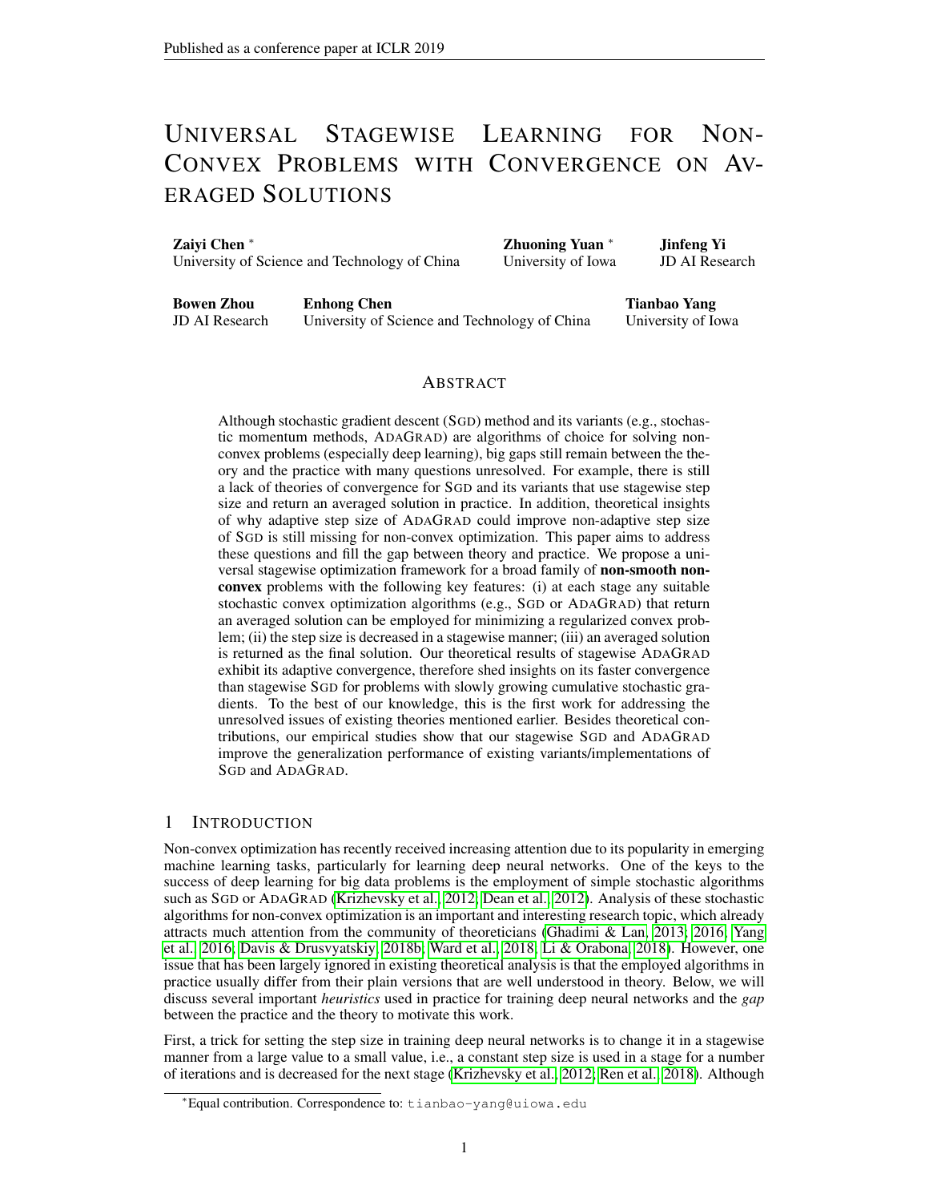# Universal Stagewise Learning for Non-Convex Problems with Convergence on Averaged Solutions

**Zaiyi Chen** [*]
University of Science and Technology of China

**Zhuoning Yuan** [*]
University of Iowa

**Jinfeng Yi**
JD AI Research

**Bowen Zhou**
JD AI Research

**Enhong Chen**
University of Science and Technology of China

**Tianbao Yang**
University of Iowa

## Abstract

Although stochastic gradient descent (SGD) method and its variants (e.g., stochastic momentum methods, ADAGRAD) are algorithms of choice for solving non-convex problems (especially deep learning), big gaps still remain between the theory and the practice with many questions unresolved. For example, there is still a lack of theories of convergence for SGD and its variants that use stagewise step size and return an averaged solution in practice. In addition, theoretical insights of why adaptive step size of ADAGRAD could improve non-adaptive step size of SGD is still missing for non-convex optimization. This paper aims to address these questions and fill the gap between theory and practice. We propose a universal stagewise optimization framework for a broad family of **non-smooth non-convex** problems with the following key features: (i) at each stage any suitable stochastic convex optimization algorithms (e.g., SGD or ADAGRAD) that return an averaged solution can be employed for minimizing a regularized convex problem; (ii) the step size is decreased in a stagewise manner; (iii) an averaged solution is returned as the final solution. Our theoretical results of stagewise ADAGRAD exhibit its adaptive convergence, therefore shed insights on its faster convergence than stagewise SGD for problems with slowly growing cumulative stochastic gradients. To the best of our knowledge, this is the first work for addressing the unresolved issues of existing theories mentioned earlier. Besides theoretical contributions, our empirical studies show that our stagewise SGD and ADAGRAD improve the generalization performance of existing variants/implementations of SGD and ADAGRAD.

## 1 Introduction

Non-convex optimization has recently received increasing attention due to its popularity in emerging machine learning tasks, particularly for learning deep neural networks. One of the keys to the success of deep learning for big data problems is the employment of simple stochastic algorithms such as SGD or ADAGRAD (Krizhevsky et al., 2012; Dean et al., 2012). Analysis of these stochastic algorithms for non-convex optimization is an important and interesting research topic, which already attracts much attention from the community of theoreticians (Ghadimi & Lan, 2013; 2016; Yang et al., 2016; Davis & Drusvyatskiy, 2018b; Ward et al., 2018; Li & Orabona, 2018). However, one issue that has been largely ignored in existing theoretical analysis is that the employed algorithms in practice usually differ from their plain versions that are well understood in theory. Below, we will discuss several important *heuristics* used in practice for training deep neural networks and the *gap* between the practice and the theory to motivate this work.

First, a trick for setting the step size in training deep neural networks is to change it in a stagewise manner from a large value to a small value, i.e., a constant step size is used in a stage for a number of iterations and is decreased for the next stage (Krizhevsky et al., 2012; Ren et al., 2018). Although

[*] Equal contribution. Correspondence to: tianbao-yang@uiowa.edu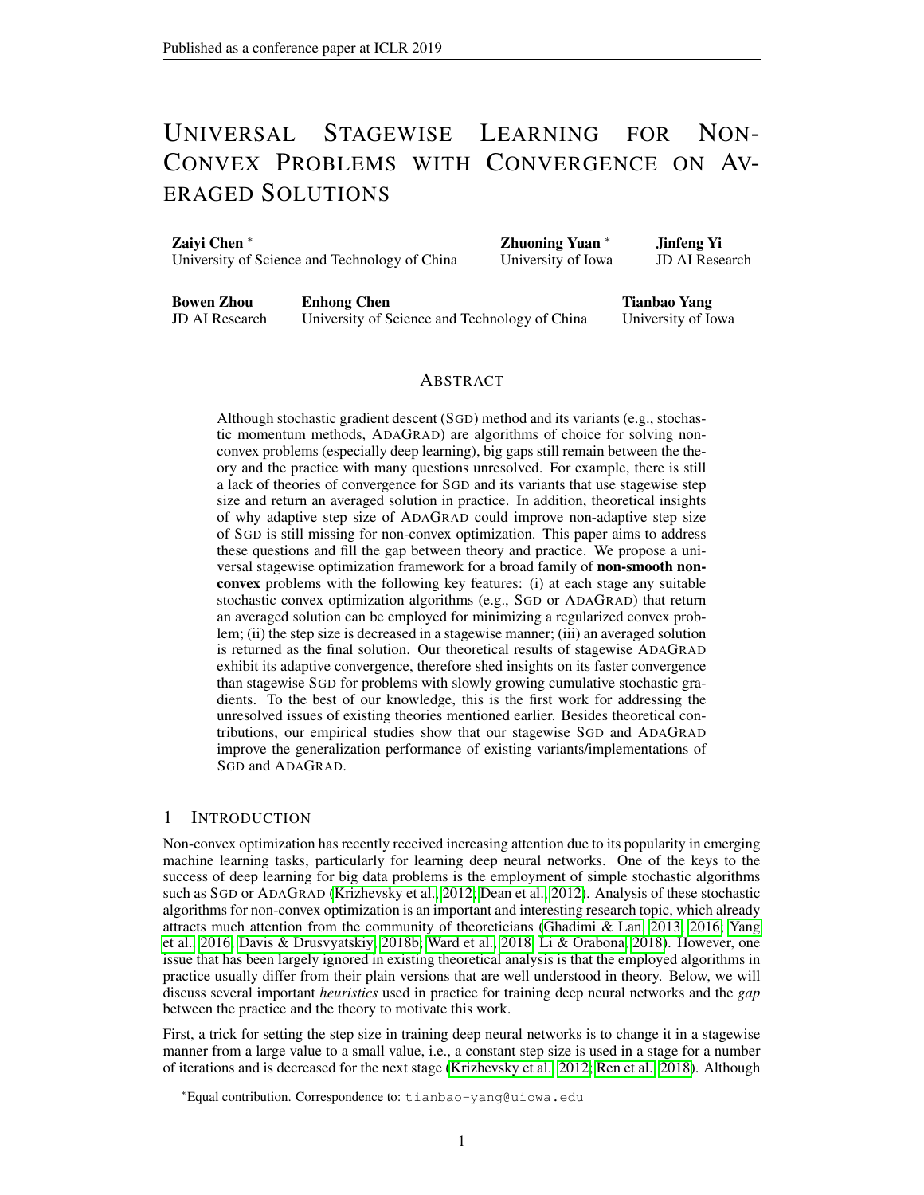# UNIVERSAL STAGEWISE LEARNING FOR NON-CONVEX PROBLEMS WITH CONVERGENCE ON AVERAGED SOLUTIONS

**Zaiyi Chen** *
University of Science and Technology of China

**Zhuoning Yuan** *
University of Iowa

**Jinfeng Yi**
JD AI Research

**Bowen Zhou**
JD AI Research

**Enhong Chen**
University of Science and Technology of China

**Tianbao Yang**
University of Iowa

## ABSTRACT

Although stochastic gradient descent (SGD) method and its variants (e.g., stochastic momentum methods, ADAGRAD) are algorithms of choice for solving non-convex problems (especially deep learning), big gaps still remain between the theory and the practice with many questions unresolved. For example, there is still a lack of theories of convergence for SGD and its variants that use stagewise step size and return an averaged solution in practice. In addition, theoretical insights of why adaptive step size of ADAGRAD could improve non-adaptive step size of SGD is still missing for non-convex optimization. This paper aims to address these questions and fill the gap between theory and practice. We propose a universal stagewise optimization framework for a broad family of **non-smooth non-convex** problems with the following key features: (i) at each stage any suitable stochastic convex optimization algorithms (e.g., SGD or ADAGRAD) that return an averaged solution can be employed for minimizing a regularized convex problem; (ii) the step size is decreased in a stagewise manner; (iii) an averaged solution is returned as the final solution. Our theoretical results of stagewise ADAGRAD exhibit its adaptive convergence, therefore shed insights on its faster convergence than stagewise SGD for problems with slowly growing cumulative stochastic gradients. To the best of our knowledge, this is the first work for addressing the unresolved issues of existing theories mentioned earlier. Besides theoretical contributions, our empirical studies show that our stagewise SGD and ADAGRAD improve the generalization performance of existing variants/implementations of SGD and ADAGRAD.

## 1 INTRODUCTION

Non-convex optimization has recently received increasing attention due to its popularity in emerging machine learning tasks, particularly for learning deep neural networks. One of the keys to the success of deep learning for big data problems is the employment of simple stochastic algorithms such as SGD or ADAGRAD (Krizhevsky et al., 2012; Dean et al., 2012). Analysis of these stochastic algorithms for non-convex optimization is an important and interesting research topic, which already attracts much attention from the community of theoreticians (Ghadimi & Lan, 2013; 2016; Yang et al., 2016; Davis & Drusvyatskiy, 2018b; Ward et al., 2018; Li & Orabona, 2018). However, one issue that has been largely ignored in existing theoretical analysis is that the employed algorithms in practice usually differ from their plain versions that are well understood in theory. Below, we will discuss several important *heuristics* used in practice for training deep neural networks and the *gap* between the practice and the theory to motivate this work.

First, a trick for setting the step size in training deep neural networks is to change it in a stagewise manner from a large value to a small value, i.e., a constant step size is used in a stage for a number of iterations and is decreased for the next stage (Krizhevsky et al., 2012; Ren et al., 2018). Although

*Equal contribution. Correspondence to: tianbao-yang@uiowa.edu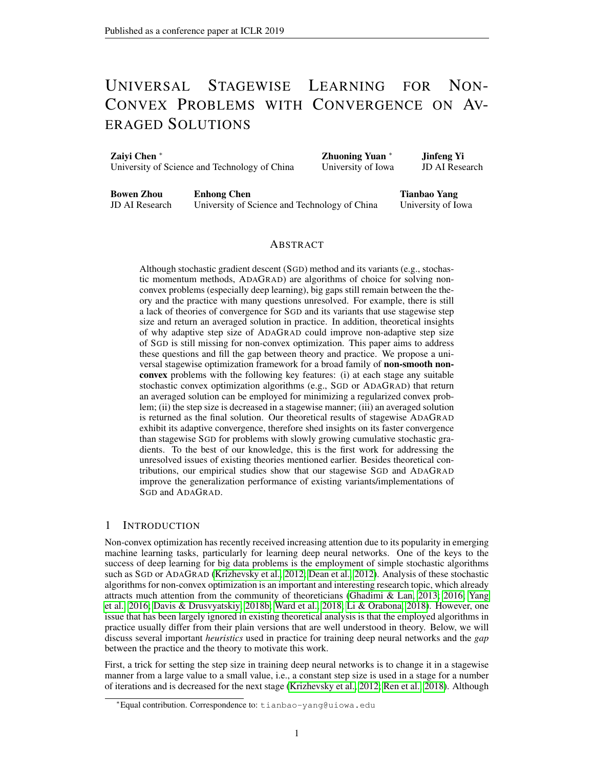# UNIVERSAL STAGEWISE LEARNING FOR NON-CONVEX PROBLEMS WITH CONVERGENCE ON AVERAGED SOLUTIONS

**Zaiyi Chen** * 
University of Science and Technology of China

**Zhuoning Yuan** * 
University of Iowa

**Jinfeng Yi** 
JD AI Research

**Bowen Zhou** 
JD AI Research

**Enhong Chen** 
University of Science and Technology of China

**Tianbao Yang** 
University of Iowa

## ABSTRACT

Although stochastic gradient descent (SGD) method and its variants (e.g., stochastic momentum methods, ADAGRAD) are algorithms of choice for solving non-convex problems (especially deep learning), big gaps still remain between the theory and the practice with many questions unresolved. For example, there is still a lack of theories of convergence for SGD and its variants that use stagewise step size and return an averaged solution in practice. In addition, theoretical insights of why adaptive step size of ADAGRAD could improve non-adaptive step size of SGD is still missing for non-convex optimization. This paper aims to address these questions and fill the gap between theory and practice. We propose a universal stagewise optimization framework for a broad family of **non-smooth non-convex** problems with the following key features: (i) at each stage any suitable stochastic convex optimization algorithms (e.g., SGD or ADAGRAD) that return an averaged solution can be employed for minimizing a regularized convex problem; (ii) the step size is decreased in a stagewise manner; (iii) an averaged solution is returned as the final solution. Our theoretical results of stagewise ADAGRAD exhibit its adaptive convergence, therefore shed insights on its faster convergence than stagewise SGD for problems with slowly growing cumulative stochastic gradients. To the best of our knowledge, this is the first work for addressing the unresolved issues of existing theories mentioned earlier. Besides theoretical contributions, our empirical studies show that our stagewise SGD and ADAGRAD improve the generalization performance of existing variants/implementations of SGD and ADAGRAD.

## 1 INTRODUCTION

Non-convex optimization has recently received increasing attention due to its popularity in emerging machine learning tasks, particularly for learning deep neural networks. One of the keys to the success of deep learning for big data problems is the employment of simple stochastic algorithms such as SGD or ADAGRAD (Krizhevsky et al., 2012; Dean et al., 2012). Analysis of these stochastic algorithms for non-convex optimization is an important and interesting research topic, which already attracts much attention from the community of theoreticians (Ghadimi & Lan, 2013; 2016; Yang et al., 2016; Davis & Drusvyatskiy, 2018b; Ward et al., 2018; Li & Orabona, 2018). However, one issue that has been largely ignored in existing theoretical analysis is that the employed algorithms in practice usually differ from their plain versions that are well understood in theory. Below, we will discuss several important *heuristics* used in practice for training deep neural networks and the *gap* between the practice and the theory to motivate this work.

First, a trick for setting the step size in training deep neural networks is to change it in a stagewise manner from a large value to a small value, i.e., a constant step size is used in a stage for a number of iterations and is decreased for the next stage (Krizhevsky et al., 2012; Ren et al., 2018). Although

*Equal contribution. Correspondence to: tianbao-yang@uiowa.edu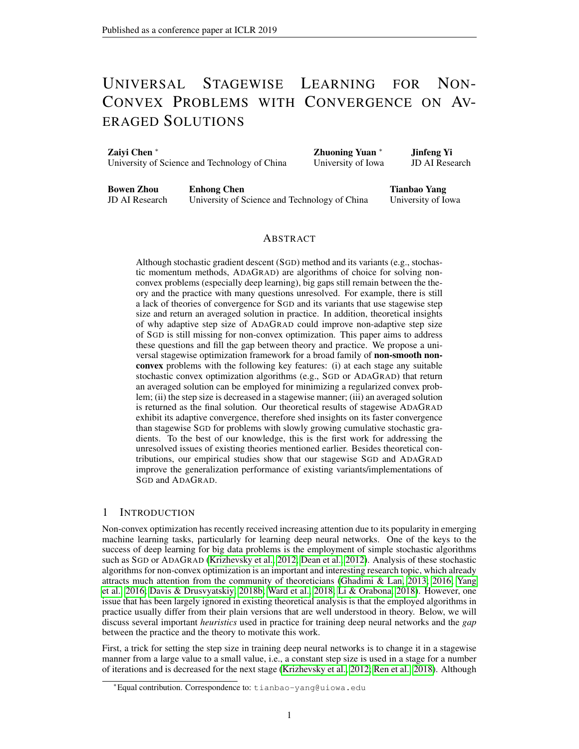# UNIVERSAL STAGEWISE LEARNING FOR NON-CONVEX PROBLEMS WITH CONVERGENCE ON AVERAGED SOLUTIONS

**Zaiyi Chen** *
University of Science and Technology of China

**Zhuoning Yuan** *
University of Iowa

**Jinfeng Yi**
JD AI Research

**Bowen Zhou**
JD AI Research

**Enhong Chen**
University of Science and Technology of China

**Tianbao Yang**
University of Iowa

## ABSTRACT

Although stochastic gradient descent (SGD) method and its variants (e.g., stochastic momentum methods, ADAGRAD) are algorithms of choice for solving non-convex problems (especially deep learning), big gaps still remain between the theory and the practice with many questions unresolved. For example, there is still a lack of theories of convergence for SGD and its variants that use stagewise step size and return an averaged solution in practice. In addition, theoretical insights of why adaptive step size of ADAGRAD could improve non-adaptive step size of SGD is still missing for non-convex optimization. This paper aims to address these questions and fill the gap between theory and practice. We propose a universal stagewise optimization framework for a broad family of **non-smooth non-convex** problems with the following key features: (i) at each stage any suitable stochastic convex optimization algorithms (e.g., SGD or ADAGRAD) that return an averaged solution can be employed for minimizing a regularized convex problem; (ii) the step size is decreased in a stagewise manner; (iii) an averaged solution is returned as the final solution. Our theoretical results of stagewise ADAGRAD exhibit its adaptive convergence, therefore shed insights on its faster convergence than stagewise SGD for problems with slowly growing cumulative stochastic gradients. To the best of our knowledge, this is the first work for addressing the unresolved issues of existing theories mentioned earlier. Besides theoretical contributions, our empirical studies show that our stagewise SGD and ADAGRAD improve the generalization performance of existing variants/implementations of SGD and ADAGRAD.

## 1 INTRODUCTION

Non-convex optimization has recently received increasing attention due to its popularity in emerging machine learning tasks, particularly for learning deep neural networks. One of the keys to the success of deep learning for big data problems is the employment of simple stochastic algorithms such as SGD or ADAGRAD (Krizhevsky et al., 2012; Dean et al., 2012). Analysis of these stochastic algorithms for non-convex optimization is an important and interesting research topic, which already attracts much attention from the community of theoreticians (Ghadimi & Lan, 2013; 2016; Yang et al., 2016; Davis & Drusvyatskiy, 2018b; Ward et al., 2018; Li & Orabona, 2018). However, one issue that has been largely ignored in existing theoretical analysis is that the employed algorithms in practice usually differ from their plain versions that are well understood in theory. Below, we will discuss several important *heuristics* used in practice for training deep neural networks and the *gap* between the practice and the theory to motivate this work.

First, a trick for setting the step size in training deep neural networks is to change it in a stagewise manner from a large value to a small value, i.e., a constant step size is used in a stage for a number of iterations and is decreased for the next stage (Krizhevsky et al., 2012; Ren et al., 2018). Although

*Equal contribution. Correspondence to: tianbao-yang@uiowa.edu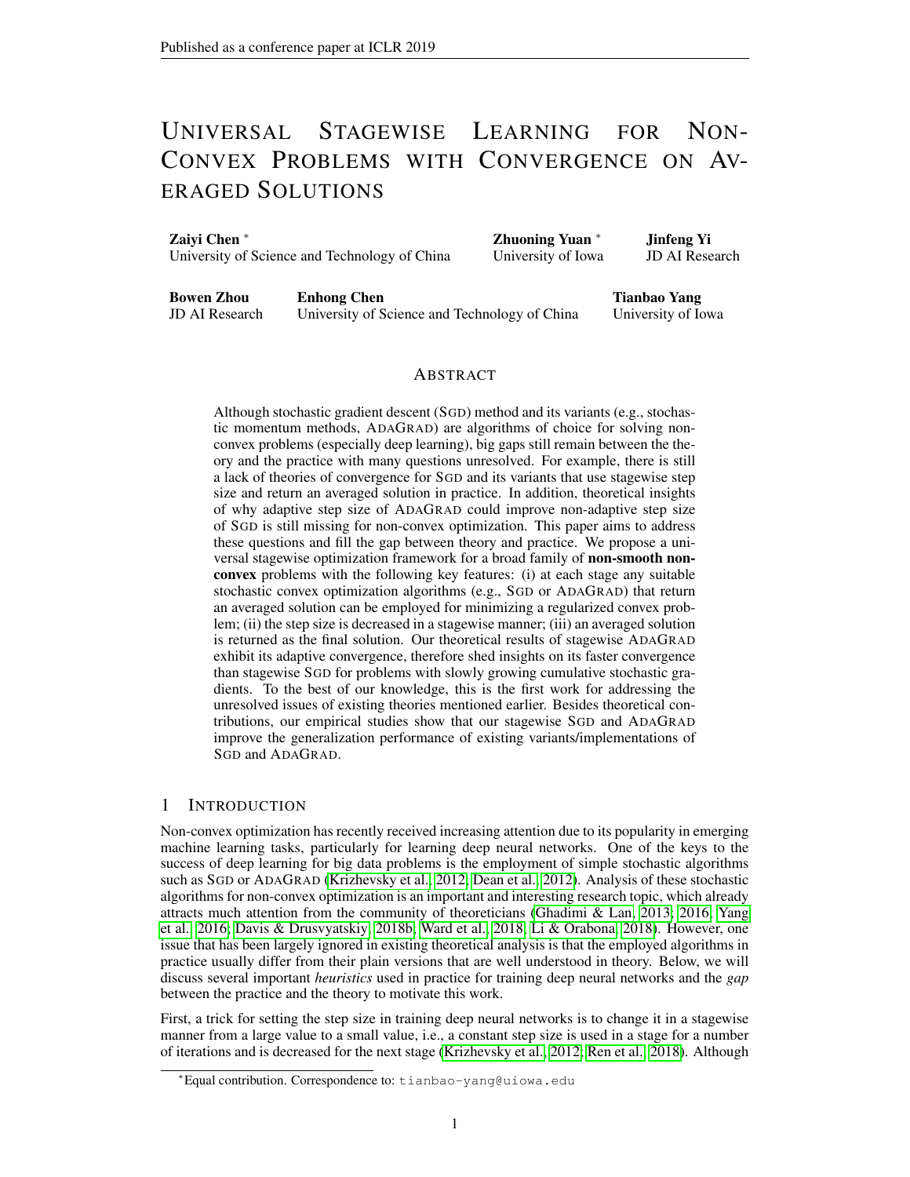# UNIVERSAL STAGEWISE LEARNING FOR NON-CONVEX PROBLEMS WITH CONVERGENCE ON AVERAGED SOLUTIONS

**Zaiyi Chen** *
University of Science and Technology of China

**Zhuoning Yuan** *
University of Iowa

**Jinfeng Yi**
JD AI Research

**Bowen Zhou**
JD AI Research

**Enhong Chen**
University of Science and Technology of China

**Tianbao Yang**
University of Iowa

## ABSTRACT

Although stochastic gradient descent (SGD) method and its variants (e.g., stochastic momentum methods, ADAGRAD) are algorithms of choice for solving non-convex problems (especially deep learning), big gaps still remain between the theory and the practice with many questions unresolved. For example, there is still a lack of theories of convergence for SGD and its variants that use stagewise step size and return an averaged solution in practice. In addition, theoretical insights of why adaptive step size of ADAGRAD could improve non-adaptive step size of SGD is still missing for non-convex optimization. This paper aims to address these questions and fill the gap between theory and practice. We propose a universal stagewise optimization framework for a broad family of **non-smooth non-convex** problems with the following key features: (i) at each stage any suitable stochastic convex optimization algorithms (e.g., SGD or ADAGRAD) that return an averaged solution can be employed for minimizing a regularized convex problem; (ii) the step size is decreased in a stagewise manner; (iii) an averaged solution is returned as the final solution. Our theoretical results of stagewise ADAGRAD exhibit its adaptive convergence, therefore shed insights on its faster convergence than stagewise SGD for problems with slowly growing cumulative stochastic gradients. To the best of our knowledge, this is the first work for addressing the unresolved issues of existing theories mentioned earlier. Besides theoretical contributions, our empirical studies show that our stagewise SGD and ADAGRAD improve the generalization performance of existing variants/implementations of SGD and ADAGRAD.

## 1 INTRODUCTION

Non-convex optimization has recently received increasing attention due to its popularity in emerging machine learning tasks, particularly for learning deep neural networks. One of the keys to the success of deep learning for big data problems is the employment of simple stochastic algorithms such as SGD or ADAGRAD (Krizhevsky et al., 2012; Dean et al., 2012). Analysis of these stochastic algorithms for non-convex optimization is an important and interesting research topic, which already attracts much attention from the community of theoreticians (Ghadimi & Lan, 2013; 2016; Yang et al., 2016; Davis & Drusvyatskiy, 2018b; Ward et al., 2018; Li & Orabona, 2018). However, one issue that has been largely ignored in existing theoretical analysis is that the employed algorithms in practice usually differ from their plain versions that are well understood in theory. Below, we will discuss several important *heuristics* used in practice for training deep neural networks and the *gap* between the practice and the theory to motivate this work.

First, a trick for setting the step size in training deep neural networks is to change it in a stagewise manner from a large value to a small value, i.e., a constant step size is used in a stage for a number of iterations and is decreased for the next stage (Krizhevsky et al., 2012; Ren et al., 2018). Although

*Equal contribution. Correspondence to: tianbao-yang@uiowa.edu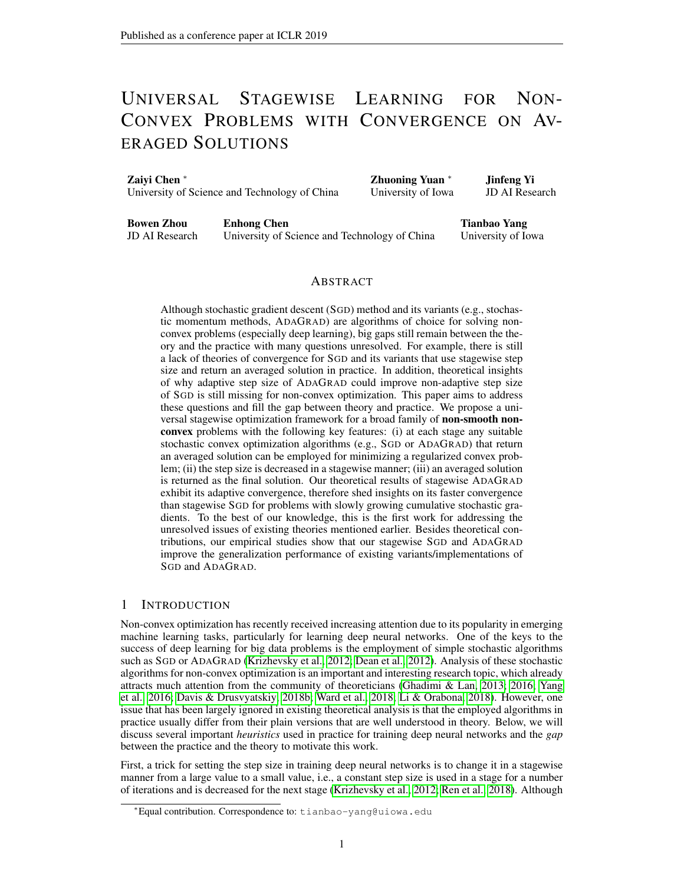# Universal Stagewise Learning for Non-Convex Problems with Convergence on Averaged Solutions

**Zaiyi Chen** * University of Science and Technology of China

**Zhuoning Yuan** * University of Iowa

**Jinfeng Yi** JD AI Research

**Bowen Zhou** JD AI Research

**Enhong Chen** University of Science and Technology of China

**Tianbao Yang** University of Iowa

## Abstract

Although stochastic gradient descent (SGD) method and its variants (e.g., stochastic momentum methods, ADAGRAD) are algorithms of choice for solving non-convex problems (especially deep learning), big gaps still remain between the theory and the practice with many questions unresolved. For example, there is still a lack of theories of convergence for SGD and its variants that use stagewise step size and return an averaged solution in practice. In addition, theoretical insights of why adaptive step size of ADAGRAD could improve non-adaptive step size of SGD is still missing for non-convex optimization. This paper aims to address these questions and fill the gap between theory and practice. We propose a universal stagewise optimization framework for a broad family of **non-smooth non-convex** problems with the following key features: (i) at each stage any suitable stochastic convex optimization algorithms (e.g., SGD or ADAGRAD) that return an averaged solution can be employed for minimizing a regularized convex problem; (ii) the step size is decreased in a stagewise manner; (iii) an averaged solution is returned as the final solution. Our theoretical results of stagewise ADAGRAD exhibit its adaptive convergence, therefore shed insights on its faster convergence than stagewise SGD for problems with slowly growing cumulative stochastic gradients. To the best of our knowledge, this is the first work for addressing the unresolved issues of existing theories mentioned earlier. Besides theoretical contributions, our empirical studies show that our stagewise SGD and ADAGRAD improve the generalization performance of existing variants/implementations of SGD and ADAGRAD.

## 1 Introduction

Non-convex optimization has recently received increasing attention due to its popularity in emerging machine learning tasks, particularly for learning deep neural networks. One of the keys to the success of deep learning for big data problems is the employment of simple stochastic algorithms such as SGD or ADAGRAD (Krizhevsky et al., 2012; Dean et al., 2012). Analysis of these stochastic algorithms for non-convex optimization is an important and interesting research topic, which already attracts much attention from the community of theoreticians (Ghadimi & Lan, 2013; 2016; Yang et al., 2016; Davis & Drusvyatskiy, 2018b; Ward et al., 2018; Li & Orabona, 2018). However, one issue that has been largely ignored in existing theoretical analysis is that the employed algorithms in practice usually differ from their plain versions that are well understood in theory. Below, we will discuss several important *heuristics* used in practice for training deep neural networks and the *gap* between the practice and the theory to motivate this work.

First, a trick for setting the step size in training deep neural networks is to change it in a stagewise manner from a large value to a small value, i.e., a constant step size is used in a stage for a number of iterations and is decreased for the next stage (Krizhevsky et al., 2012; Ren et al., 2018). Although

*Equal contribution. Correspondence to: tianbao-yang@uiowa.edu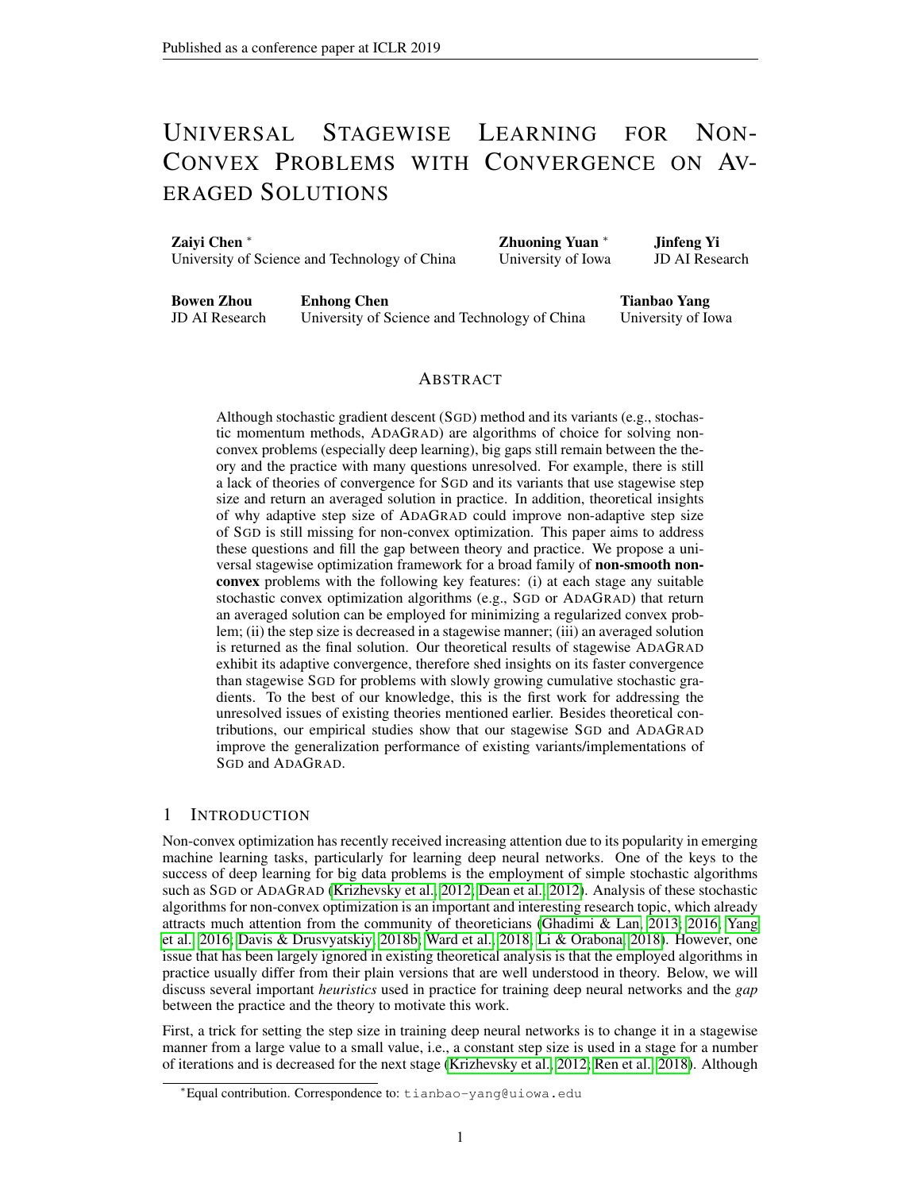# Universal Stagewise Learning for Non-Convex Problems with Convergence on Averaged Solutions

**Zaiyi Chen** *
University of Science and Technology of China

**Zhuoning Yuan** *
University of Iowa

**Jinfeng Yi**
JD AI Research

**Bowen Zhou**
JD AI Research

**Enhong Chen**
University of Science and Technology of China

**Tianbao Yang**
University of Iowa

## Abstract

Although stochastic gradient descent (SGD) method and its variants (e.g., stochastic momentum methods, ADAGRAD) are algorithms of choice for solving non-convex problems (especially deep learning), big gaps still remain between the theory and the practice with many questions unresolved. For example, there is still a lack of theories of convergence for SGD and its variants that use stagewise step size and return an averaged solution in practice. In addition, theoretical insights of why adaptive step size of ADAGRAD could improve non-adaptive step size of SGD is still missing for non-convex optimization. This paper aims to address these questions and fill the gap between theory and practice. We propose a universal stagewise optimization framework for a broad family of **non-smooth non-convex** problems with the following key features: (i) at each stage any suitable stochastic convex optimization algorithms (e.g., SGD or ADAGRAD) that return an averaged solution can be employed for minimizing a regularized convex problem; (ii) the step size is decreased in a stagewise manner; (iii) an averaged solution is returned as the final solution. Our theoretical results of stagewise ADAGRAD exhibit its adaptive convergence, therefore shed insights on its faster convergence than stagewise SGD for problems with slowly growing cumulative stochastic gradients. To the best of our knowledge, this is the first work for addressing the unresolved issues of existing theories mentioned earlier. Besides theoretical contributions, our empirical studies show that our stagewise SGD and ADAGRAD improve the generalization performance of existing variants/implementations of SGD and ADAGRAD.

## 1 Introduction

Non-convex optimization has recently received increasing attention due to its popularity in emerging machine learning tasks, particularly for learning deep neural networks. One of the keys to the success of deep learning for big data problems is the employment of simple stochastic algorithms such as SGD or ADAGRAD (Krizhevsky et al., 2012; Dean et al., 2012). Analysis of these stochastic algorithms for non-convex optimization is an important and interesting research topic, which already attracts much attention from the community of theoreticians (Ghadimi & Lan, 2013; 2016; Yang et al., 2016; Davis & Drusvyatskiy, 2018b; Ward et al., 2018; Li & Orabona, 2018). However, one issue that has been largely ignored in existing theoretical analysis is that the employed algorithms in practice usually differ from their plain versions that are well understood in theory. Below, we will discuss several important *heuristics* used in practice for training deep neural networks and the *gap* between the practice and the theory to motivate this work.

First, a trick for setting the step size in training deep neural networks is to change it in a stagewise manner from a large value to a small value, i.e., a constant step size is used in a stage for a number of iterations and is decreased for the next stage (Krizhevsky et al., 2012; Ren et al., 2018). Although

*Equal contribution. Correspondence to: tianbao-yang@uiowa.edu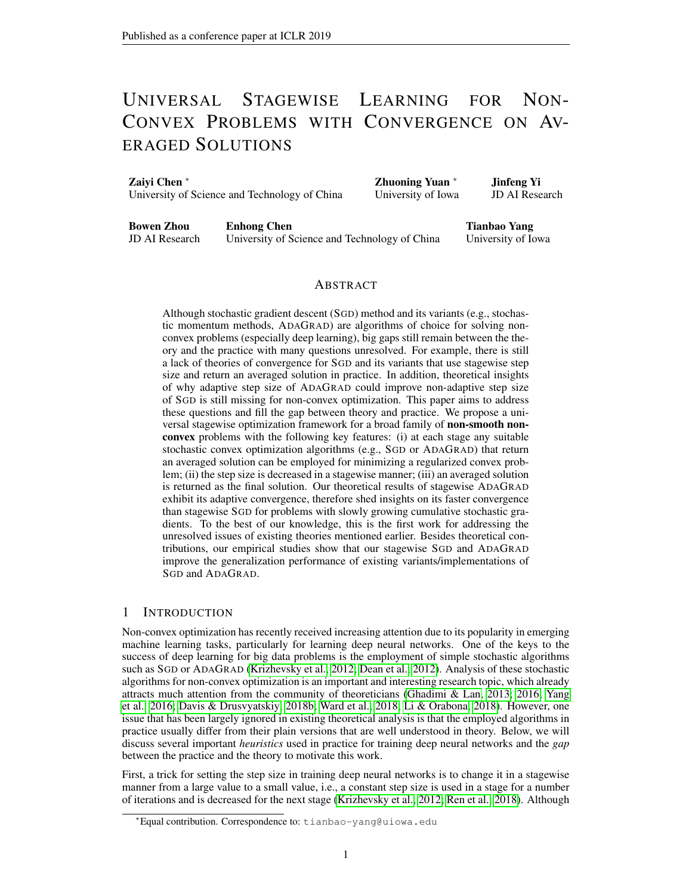# Universal Stagewise Learning for Non-Convex Problems with Convergence on Averaged Solutions

**Zaiyi Chen** *
University of Science and Technology of China

**Zhuoning Yuan** *
University of Iowa

**Jinfeng Yi**
JD AI Research

**Bowen Zhou**
JD AI Research

**Enhong Chen**
University of Science and Technology of China

**Tianbao Yang**
University of Iowa

## Abstract

Although stochastic gradient descent (SGD) method and its variants (e.g., stochastic momentum methods, ADAGRAD) are algorithms of choice for solving non-convex problems (especially deep learning), big gaps still remain between the theory and the practice with many questions unresolved. For example, there is still a lack of theories of convergence for SGD and its variants that use stagewise step size and return an averaged solution in practice. In addition, theoretical insights of why adaptive step size of ADAGRAD could improve non-adaptive step size of SGD is still missing for non-convex optimization. This paper aims to address these questions and fill the gap between theory and practice. We propose a universal stagewise optimization framework for a broad family of **non-smooth non-convex** problems with the following key features: (i) at each stage any suitable stochastic convex optimization algorithms (e.g., SGD or ADAGRAD) that return an averaged solution can be employed for minimizing a regularized convex problem; (ii) the step size is decreased in a stagewise manner; (iii) an averaged solution is returned as the final solution. Our theoretical results of stagewise ADAGRAD exhibit its adaptive convergence, therefore shed insights on its faster convergence than stagewise SGD for problems with slowly growing cumulative stochastic gradients. To the best of our knowledge, this is the first work for addressing the unresolved issues of existing theories mentioned earlier. Besides theoretical contributions, our empirical studies show that our stagewise SGD and ADAGRAD improve the generalization performance of existing variants/implementations of SGD and ADAGRAD.

## 1 Introduction

Non-convex optimization has recently received increasing attention due to its popularity in emerging machine learning tasks, particularly for learning deep neural networks. One of the keys to the success of deep learning for big data problems is the employment of simple stochastic algorithms such as SGD or ADAGRAD (Krizhevsky et al., 2012; Dean et al., 2012). Analysis of these stochastic algorithms for non-convex optimization is an important and interesting research topic, which already attracts much attention from the community of theoreticians (Ghadimi & Lan, 2013; 2016; Yang et al., 2016; Davis & Drusvyatskiy, 2018b; Ward et al., 2018; Li & Orabona, 2018). However, one issue that has been largely ignored in existing theoretical analysis is that the employed algorithms in practice usually differ from their plain versions that are well understood in theory. Below, we will discuss several important *heuristics* used in practice for training deep neural networks and the *gap* between the practice and the theory to motivate this work.

First, a trick for setting the step size in training deep neural networks is to change it in a stagewise manner from a large value to a small value, i.e., a constant step size is used in a stage for a number of iterations and is decreased for the next stage (Krizhevsky et al., 2012; Ren et al., 2018). Although

*Equal contribution. Correspondence to: tianbao-yang@uiowa.edu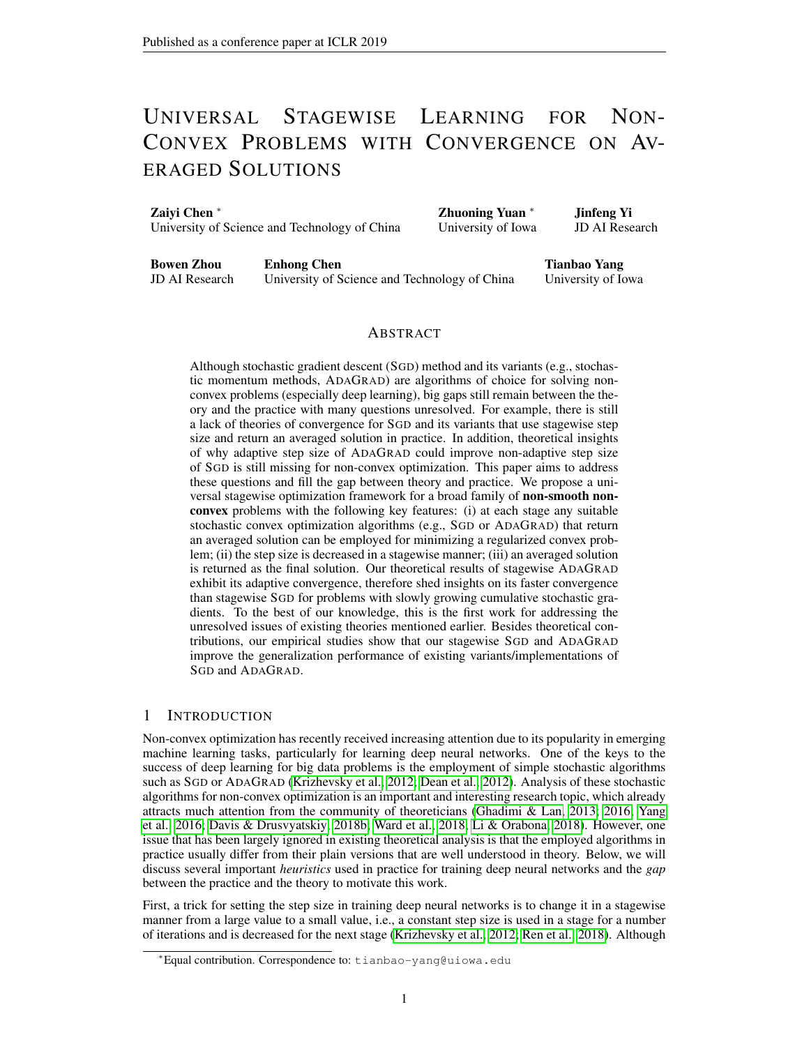# Universal Stagewise Learning for Non-Convex Problems with Convergence on Averaged Solutions

**Zaiyi Chen** *
University of Science and Technology of China

**Zhuoning Yuan** *
University of Iowa

**Jinfeng Yi**
JD AI Research

**Bowen Zhou**
JD AI Research

**Enhong Chen**
University of Science and Technology of China

**Tianbao Yang**
University of Iowa

## Abstract

Although stochastic gradient descent (SGD) method and its variants (e.g., stochastic momentum methods, ADAGRAD) are algorithms of choice for solving non-convex problems (especially deep learning), big gaps still remain between the theory and the practice with many questions unresolved. For example, there is still a lack of theories of convergence for SGD and its variants that use stagewise step size and return an averaged solution in practice. In addition, theoretical insights of why adaptive step size of ADAGRAD could improve non-adaptive step size of SGD is still missing for non-convex optimization. This paper aims to address these questions and fill the gap between theory and practice. We propose a universal stagewise optimization framework for a broad family of **non-smooth non-convex** problems with the following key features: (i) at each stage any suitable stochastic convex optimization algorithms (e.g., SGD or ADAGRAD) that return an averaged solution can be employed for minimizing a regularized convex problem; (ii) the step size is decreased in a stagewise manner; (iii) an averaged solution is returned as the final solution. Our theoretical results of stagewise ADAGRAD exhibit its adaptive convergence, therefore shed insights on its faster convergence than stagewise SGD for problems with slowly growing cumulative stochastic gradients. To the best of our knowledge, this is the first work for addressing the unresolved issues of existing theories mentioned earlier. Besides theoretical contributions, our empirical studies show that our stagewise SGD and ADAGRAD improve the generalization performance of existing variants/implementations of SGD and ADAGRAD.

## 1 Introduction

Non-convex optimization has recently received increasing attention due to its popularity in emerging machine learning tasks, particularly for learning deep neural networks. One of the keys to the success of deep learning for big data problems is the employment of simple stochastic algorithms such as SGD or ADAGRAD (Krizhevsky et al., 2012; Dean et al., 2012). Analysis of these stochastic algorithms for non-convex optimization is an important and interesting research topic, which already attracts much attention from the community of theoreticians (Ghadimi & Lan, 2013; 2016; Yang et al., 2016; Davis & Drusvyatskiy, 2018b; Ward et al., 2018; Li & Orabona, 2018). However, one issue that has been largely ignored in existing theoretical analysis is that the employed algorithms in practice usually differ from their plain versions that are well understood in theory. Below, we will discuss several important *heuristics* used in practice for training deep neural networks and the *gap* between the practice and the theory to motivate this work.

First, a trick for setting the step size in training deep neural networks is to change it in a stagewise manner from a large value to a small value, i.e., a constant step size is used in a stage for a number of iterations and is decreased for the next stage (Krizhevsky et al., 2012; Ren et al., 2018). Although

*Equal contribution. Correspondence to: tianbao-yang@uiowa.edu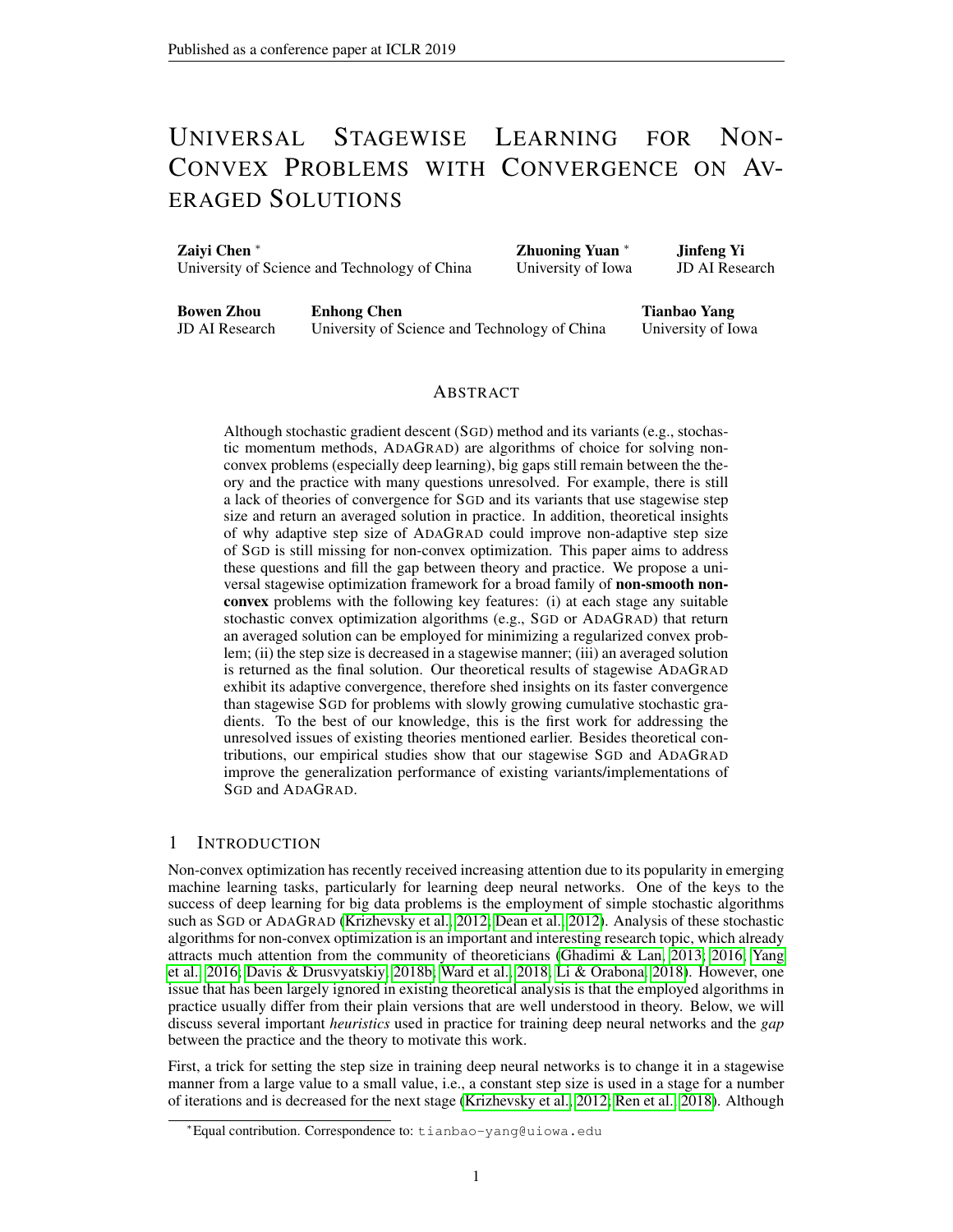# Universal Stagewise Learning for Non-Convex Problems with Convergence on Averaged Solutions

**Zaiyi Chen** * University of Science and Technology of China

**Zhuoning Yuan** * University of Iowa

**Jinfeng Yi** JD AI Research

**Bowen Zhou** JD AI Research

**Enhong Chen** University of Science and Technology of China

**Tianbao Yang** University of Iowa

## Abstract

Although stochastic gradient descent (SGD) method and its variants (e.g., stochastic momentum methods, ADAGRAD) are algorithms of choice for solving non-convex problems (especially deep learning), big gaps still remain between the theory and the practice with many questions unresolved. For example, there is still a lack of theories of convergence for SGD and its variants that use stagewise step size and return an averaged solution in practice. In addition, theoretical insights of why adaptive step size of ADAGRAD could improve non-adaptive step size of SGD is still missing for non-convex optimization. This paper aims to address these questions and fill the gap between theory and practice. We propose a universal stagewise optimization framework for a broad family of **non-smooth non-convex** problems with the following key features: (i) at each stage any suitable stochastic convex optimization algorithms (e.g., SGD or ADAGRAD) that return an averaged solution can be employed for minimizing a regularized convex problem; (ii) the step size is decreased in a stagewise manner; (iii) an averaged solution is returned as the final solution. Our theoretical results of stagewise ADAGRAD exhibit its adaptive convergence, therefore shed insights on its faster convergence than stagewise SGD for problems with slowly growing cumulative stochastic gradients. To the best of our knowledge, this is the first work for addressing the unresolved issues of existing theories mentioned earlier. Besides theoretical contributions, our empirical studies show that our stagewise SGD and ADAGRAD improve the generalization performance of existing variants/implementations of SGD and ADAGRAD.

## 1 Introduction

Non-convex optimization has recently received increasing attention due to its popularity in emerging machine learning tasks, particularly for learning deep neural networks. One of the keys to the success of deep learning for big data problems is the employment of simple stochastic algorithms such as SGD or ADAGRAD (Krizhevsky et al., 2012; Dean et al., 2012). Analysis of these stochastic algorithms for non-convex optimization is an important and interesting research topic, which already attracts much attention from the community of theoreticians (Ghadimi & Lan, 2013; 2016; Yang et al., 2016; Davis & Drusvyatskiy, 2018b; Ward et al., 2018; Li & Orabona, 2018). However, one issue that has been largely ignored in existing theoretical analysis is that the employed algorithms in practice usually differ from their plain versions that are well understood in theory. Below, we will discuss several important *heuristics* used in practice for training deep neural networks and the *gap* between the practice and the theory to motivate this work.

First, a trick for setting the step size in training deep neural networks is to change it in a stagewise manner from a large value to a small value, i.e., a constant step size is used in a stage for a number of iterations and is decreased for the next stage (Krizhevsky et al., 2012; Ren et al., 2018). Although

*Equal contribution. Correspondence to: tianbao-yang@uiowa.edu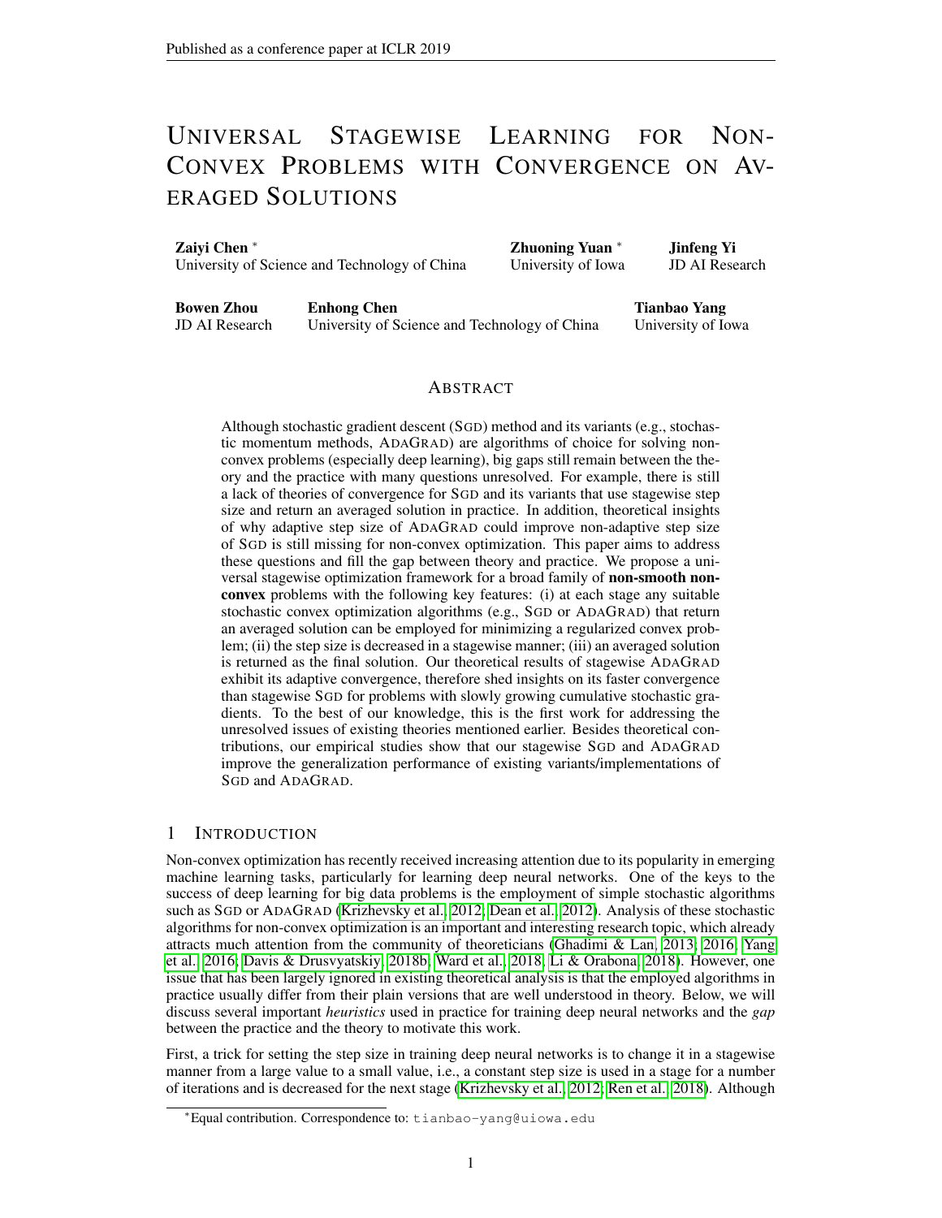# UNIVERSAL STAGEWISE LEARNING FOR NON-CONVEX PROBLEMS WITH CONVERGENCE ON AVERAGED SOLUTIONS

**Zaiyi Chen** *
University of Science and Technology of China

**Zhuoning Yuan** *
University of Iowa

**Jinfeng Yi**
JD AI Research

**Bowen Zhou**
JD AI Research

**Enhong Chen**
University of Science and Technology of China

**Tianbao Yang**
University of Iowa

## ABSTRACT

Although stochastic gradient descent (SGD) method and its variants (e.g., stochastic momentum methods, ADAGRAD) are algorithms of choice for solving non-convex problems (especially deep learning), big gaps still remain between the theory and the practice with many questions unresolved. For example, there is still a lack of theories of convergence for SGD and its variants that use stagewise step size and return an averaged solution in practice. In addition, theoretical insights of why adaptive step size of ADAGRAD could improve non-adaptive step size of SGD is still missing for non-convex optimization. This paper aims to address these questions and fill the gap between theory and practice. We propose a universal stagewise optimization framework for a broad family of **non-smooth non-convex** problems with the following key features: (i) at each stage any suitable stochastic convex optimization algorithms (e.g., SGD or ADAGRAD) that return an averaged solution can be employed for minimizing a regularized convex problem; (ii) the step size is decreased in a stagewise manner; (iii) an averaged solution is returned as the final solution. Our theoretical results of stagewise ADAGRAD exhibit its adaptive convergence, therefore shed insights on its faster convergence than stagewise SGD for problems with slowly growing cumulative stochastic gradients. To the best of our knowledge, this is the first work for addressing the unresolved issues of existing theories mentioned earlier. Besides theoretical contributions, our empirical studies show that our stagewise SGD and ADAGRAD improve the generalization performance of existing variants/implementations of SGD and ADAGRAD.

## 1 INTRODUCTION

Non-convex optimization has recently received increasing attention due to its popularity in emerging machine learning tasks, particularly for learning deep neural networks. One of the keys to the success of deep learning for big data problems is the employment of simple stochastic algorithms such as SGD or ADAGRAD (Krizhevsky et al., 2012; Dean et al., 2012). Analysis of these stochastic algorithms for non-convex optimization is an important and interesting research topic, which already attracts much attention from the community of theoreticians (Ghadimi & Lan, 2013; 2016; Yang et al., 2016; Davis & Drusvyatskiy, 2018b; Ward et al., 2018; Li & Orabona, 2018). However, one issue that has been largely ignored in existing theoretical analysis is that the employed algorithms in practice usually differ from their plain versions that are well understood in theory. Below, we will discuss several important *heuristics* used in practice for training deep neural networks and the *gap* between the practice and the theory to motivate this work.

First, a trick for setting the step size in training deep neural networks is to change it in a stagewise manner from a large value to a small value, i.e., a constant step size is used in a stage for a number of iterations and is decreased for the next stage (Krizhevsky et al., 2012; Ren et al., 2018). Although

*Equal contribution. Correspondence to: tianbao-yang@uiowa.edu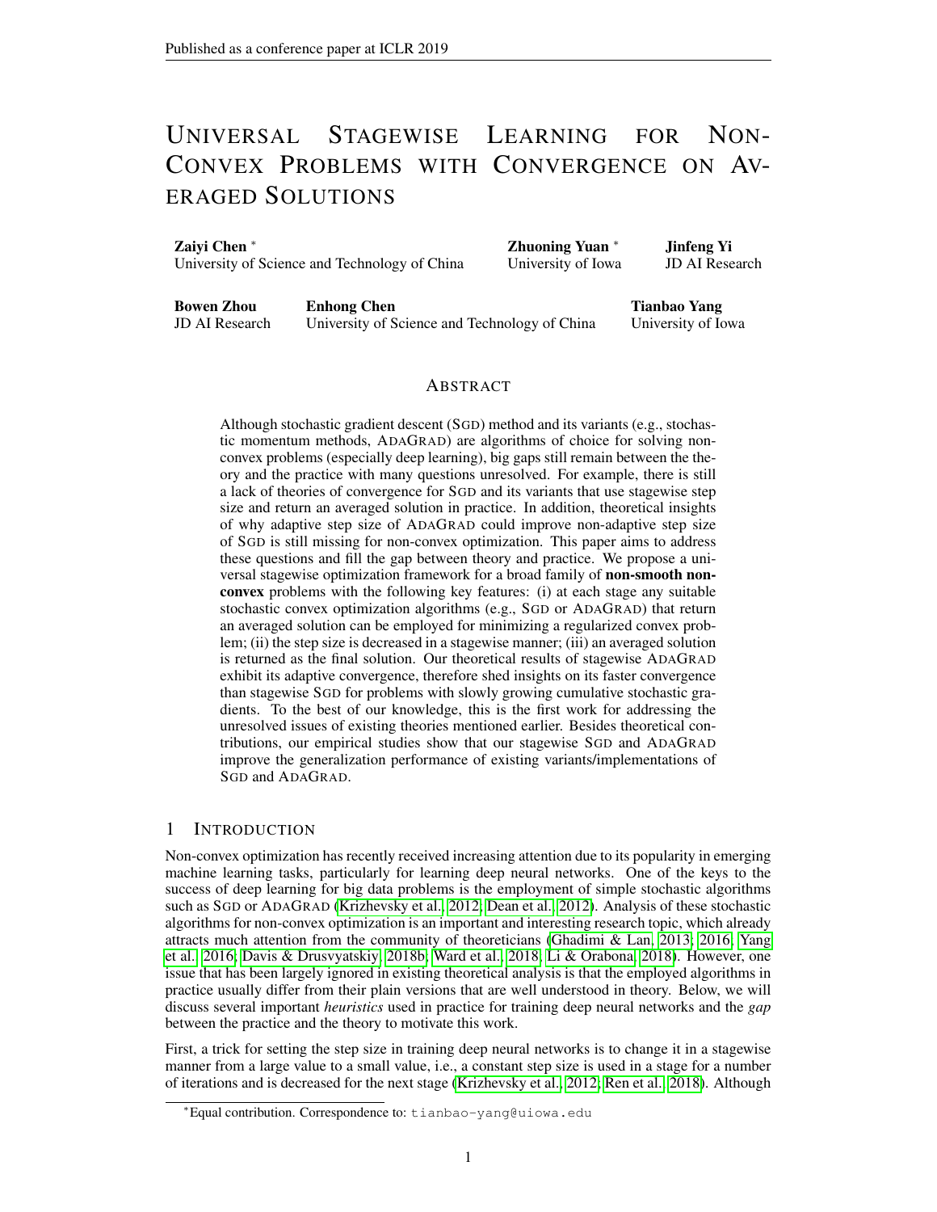# UNIVERSAL STAGEWISE LEARNING FOR NON-CONVEX PROBLEMS WITH CONVERGENCE ON AVERAGED SOLUTIONS

**Zaiyi Chen** *
University of Science and Technology of China

**Zhuoning Yuan** *
University of Iowa

**Jinfeng Yi**
JD AI Research

**Bowen Zhou**
JD AI Research

**Enhong Chen**
University of Science and Technology of China

**Tianbao Yang**
University of Iowa

## ABSTRACT

Although stochastic gradient descent (SGD) method and its variants (e.g., stochastic momentum methods, ADAGRAD) are algorithms of choice for solving non-convex problems (especially deep learning), big gaps still remain between the theory and the practice with many questions unresolved. For example, there is still a lack of theories of convergence for SGD and its variants that use stagewise step size and return an averaged solution in practice. In addition, theoretical insights of why adaptive step size of ADAGRAD could improve non-adaptive step size of SGD is still missing for non-convex optimization. This paper aims to address these questions and fill the gap between theory and practice. We propose a universal stagewise optimization framework for a broad family of **non-smooth non-convex** problems with the following key features: (i) at each stage any suitable stochastic convex optimization algorithms (e.g., SGD or ADAGRAD) that return an averaged solution can be employed for minimizing a regularized convex problem; (ii) the step size is decreased in a stagewise manner; (iii) an averaged solution is returned as the final solution. Our theoretical results of stagewise ADAGRAD exhibit its adaptive convergence, therefore shed insights on its faster convergence than stagewise SGD for problems with slowly growing cumulative stochastic gradients. To the best of our knowledge, this is the first work for addressing the unresolved issues of existing theories mentioned earlier. Besides theoretical contributions, our empirical studies show that our stagewise SGD and ADAGRAD improve the generalization performance of existing variants/implementations of SGD and ADAGRAD.

## 1 INTRODUCTION

Non-convex optimization has recently received increasing attention due to its popularity in emerging machine learning tasks, particularly for learning deep neural networks. One of the keys to the success of deep learning for big data problems is the employment of simple stochastic algorithms such as SGD or ADAGRAD (Krizhevsky et al., 2012; Dean et al., 2012). Analysis of these stochastic algorithms for non-convex optimization is an important and interesting research topic, which already attracts much attention from the community of theoreticians (Ghadimi & Lan, 2013; 2016; Yang et al., 2016; Davis & Drusvyatskiy, 2018b; Ward et al., 2018; Li & Orabona, 2018). However, one issue that has been largely ignored in existing theoretical analysis is that the employed algorithms in practice usually differ from their plain versions that are well understood in theory. Below, we will discuss several important *heuristics* used in practice for training deep neural networks and the *gap* between the practice and the theory to motivate this work.

First, a trick for setting the step size in training deep neural networks is to change it in a stagewise manner from a large value to a small value, i.e., a constant step size is used in a stage for a number of iterations and is decreased for the next stage (Krizhevsky et al., 2012; Ren et al., 2018). Although

*Equal contribution. Correspondence to: tianbao-yang@uiowa.edu